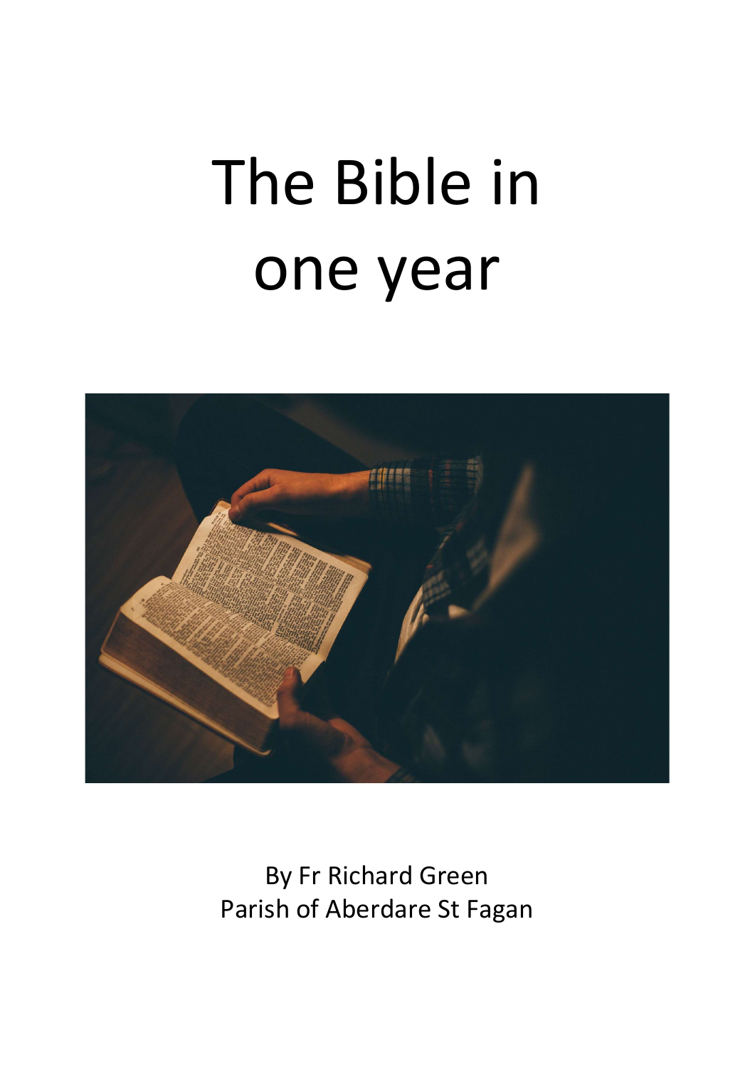# The Bible in one year

By Fr Richard Green
Parish of Aberdare St Fagan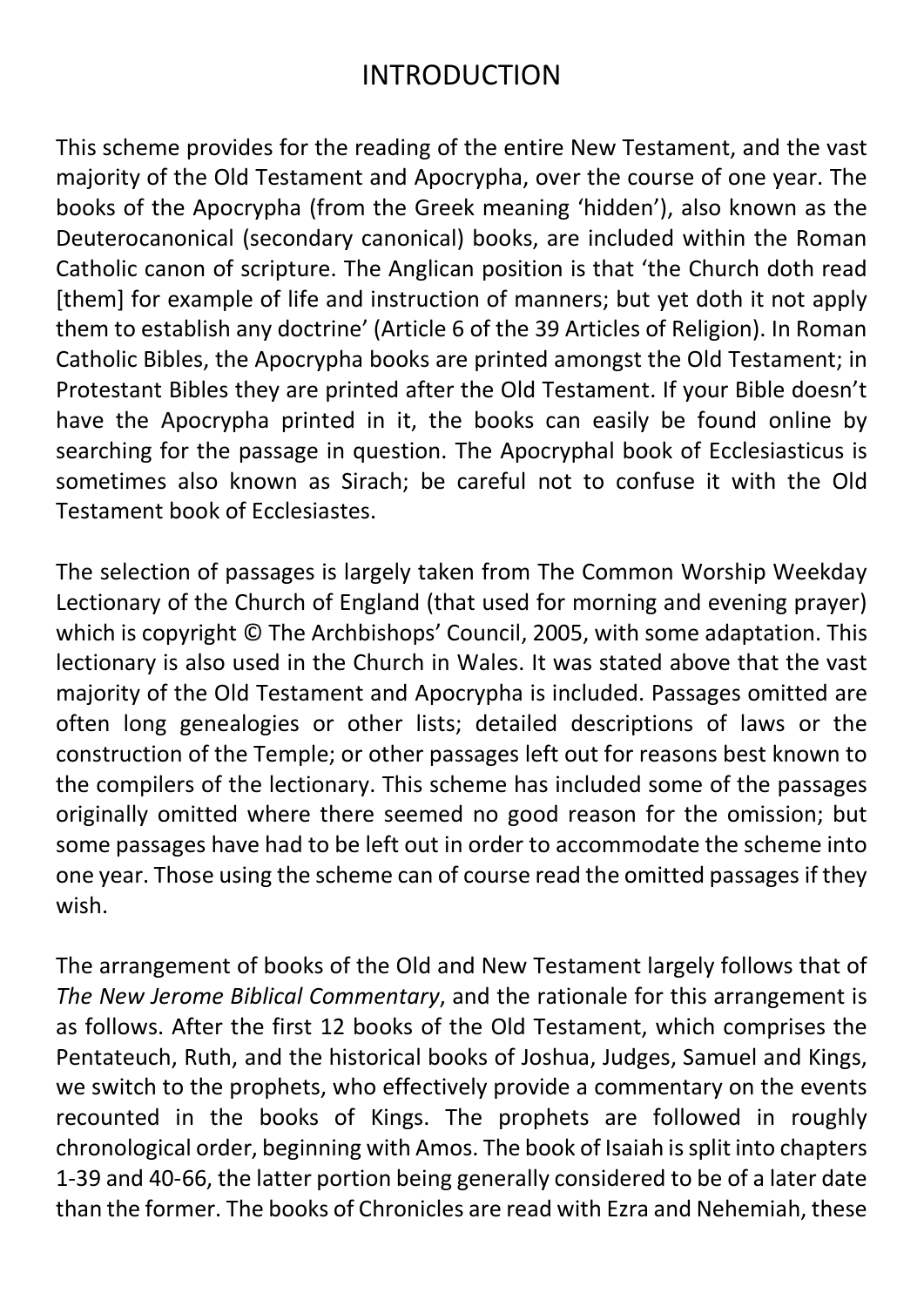# INTRODUCTION

This scheme provides for the reading of the entire New Testament, and the vast majority of the Old Testament and Apocrypha, over the course of one year. The books of the Apocrypha (from the Greek meaning 'hidden'), also known as the Deuterocanonical (secondary canonical) books, are included within the Roman Catholic canon of scripture. The Anglican position is that 'the Church doth read [them] for example of life and instruction of manners; but yet doth it not apply them to establish any doctrine' (Article 6 of the 39 Articles of Religion). In Roman Catholic Bibles, the Apocrypha books are printed amongst the Old Testament; in Protestant Bibles they are printed after the Old Testament. If your Bible doesn't have the Apocrypha printed in it, the books can easily be found online by searching for the passage in question. The Apocryphal book of Ecclesiasticus is sometimes also known as Sirach; be careful not to confuse it with the Old Testament book of Ecclesiastes.

The selection of passages is largely taken from The Common Worship Weekday Lectionary of the Church of England (that used for morning and evening prayer) which is copyright © The Archbishops' Council, 2005, with some adaptation. This lectionary is also used in the Church in Wales. It was stated above that the vast majority of the Old Testament and Apocrypha is included. Passages omitted are often long genealogies or other lists; detailed descriptions of laws or the construction of the Temple; or other passages left out for reasons best known to the compilers of the lectionary. This scheme has included some of the passages originally omitted where there seemed no good reason for the omission; but some passages have had to be left out in order to accommodate the scheme into one year. Those using the scheme can of course read the omitted passages if they wish.

The arrangement of books of the Old and New Testament largely follows that of *The New Jerome Biblical Commentary*, and the rationale for this arrangement is as follows. After the first 12 books of the Old Testament, which comprises the Pentateuch, Ruth, and the historical books of Joshua, Judges, Samuel and Kings, we switch to the prophets, who effectively provide a commentary on the events recounted in the books of Kings. The prophets are followed in roughly chronological order, beginning with Amos. The book of Isaiah is split into chapters 1-39 and 40-66, the latter portion being generally considered to be of a later date than the former. The books of Chronicles are read with Ezra and Nehemiah, these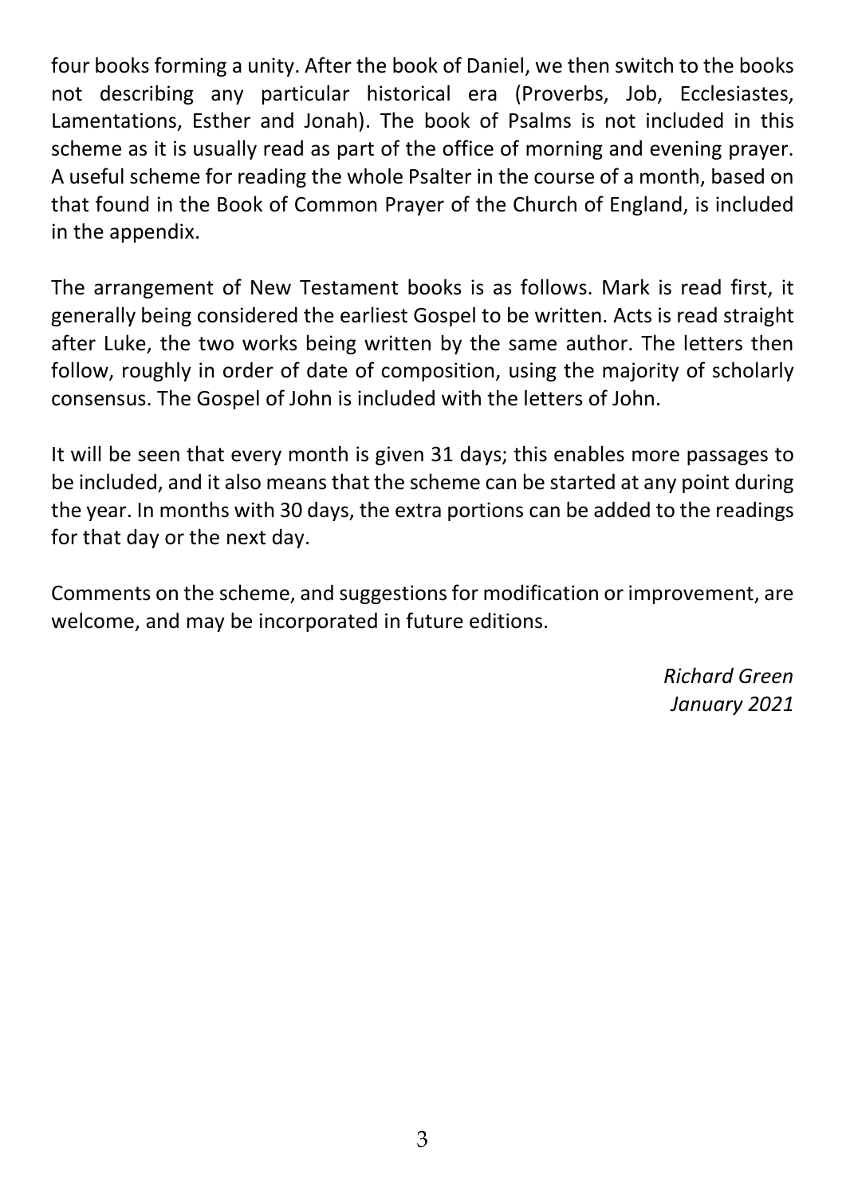four books forming a unity. After the book of Daniel, we then switch to the books not describing any particular historical era (Proverbs, Job, Ecclesiastes, Lamentations, Esther and Jonah). The book of Psalms is not included in this scheme as it is usually read as part of the office of morning and evening prayer. A useful scheme for reading the whole Psalter in the course of a month, based on that found in the Book of Common Prayer of the Church of England, is included in the appendix.

The arrangement of New Testament books is as follows. Mark is read first, it generally being considered the earliest Gospel to be written. Acts is read straight after Luke, the two works being written by the same author. The letters then follow, roughly in order of date of composition, using the majority of scholarly consensus. The Gospel of John is included with the letters of John.

It will be seen that every month is given 31 days; this enables more passages to be included, and it also means that the scheme can be started at any point during the year. In months with 30 days, the extra portions can be added to the readings for that day or the next day.

Comments on the scheme, and suggestions for modification or improvement, are welcome, and may be incorporated in future editions.

*Richard Green*
*January 2021*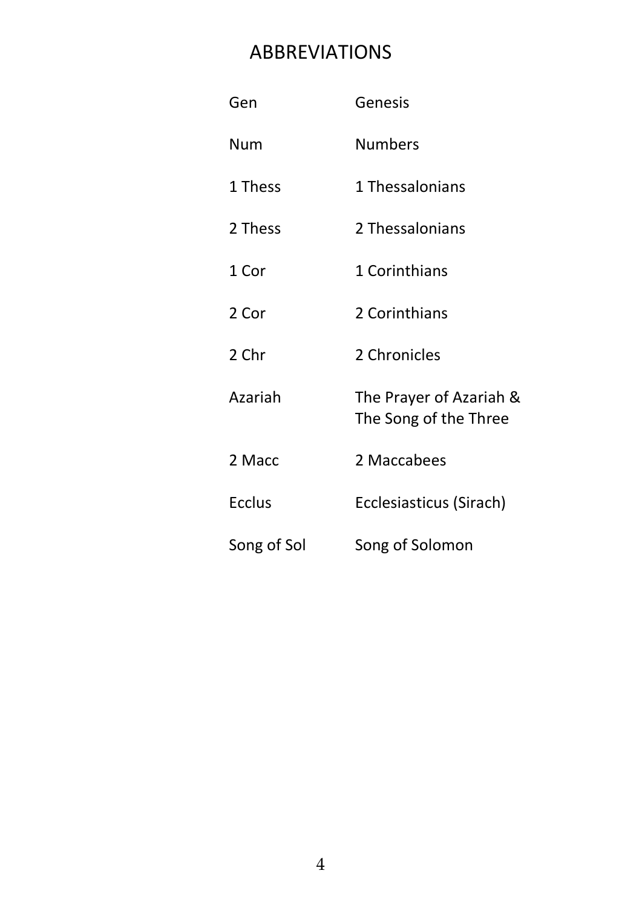# ABBREVIATIONS

| | |
|---|---|
| Gen | Genesis |
| Num | Numbers |
| 1 Thess | 1 Thessalonians |
| 2 Thess | 2 Thessalonians |
| 1 Cor | 1 Corinthians |
| 2 Cor | 2 Corinthians |
| 2 Chr | 2 Chronicles |
| Azariah | The Prayer of Azariah & The Song of the Three |
| 2 Macc | 2 Maccabees |
| Ecclus | Ecclesiasticus (Sirach) |
| Song of Sol | Song of Solomon |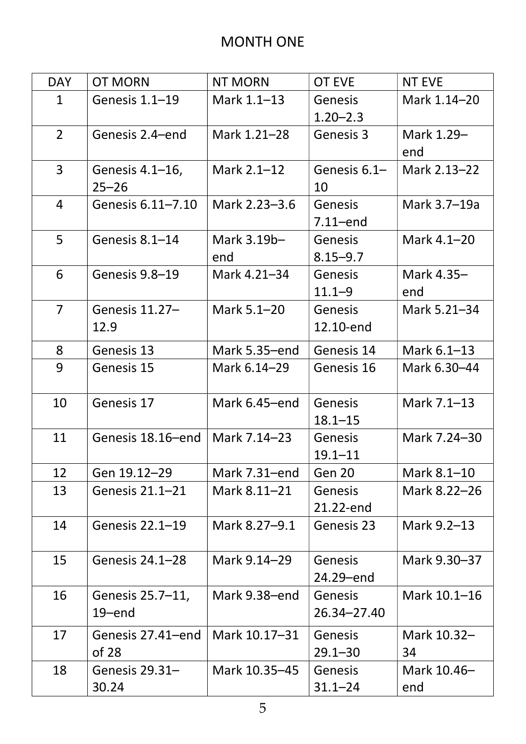# MONTH ONE

| DAY | OT MORN | NT MORN | OT EVE | NT EVE |
|---|---|---|---|---|
| 1 | Genesis 1.1–19 | Mark 1.1–13 | Genesis 1.20–2.3 | Mark 1.14–20 |
| 2 | Genesis 2.4–end | Mark 1.21–28 | Genesis 3 | Mark 1.29–end |
| 3 | Genesis 4.1–16, 25–26 | Mark 2.1–12 | Genesis 6.1–10 | Mark 2.13–22 |
| 4 | Genesis 6.11–7.10 | Mark 2.23–3.6 | Genesis 7.11–end | Mark 3.7–19a |
| 5 | Genesis 8.1–14 | Mark 3.19b–end | Genesis 8.15–9.7 | Mark 4.1–20 |
| 6 | Genesis 9.8–19 | Mark 4.21–34 | Genesis 11.1–9 | Mark 4.35–end |
| 7 | Genesis 11.27–12.9 | Mark 5.1–20 | Genesis 12.10-end | Mark 5.21–34 |
| 8 | Genesis 13 | Mark 5.35–end | Genesis 14 | Mark 6.1–13 |
| 9 | Genesis 15 | Mark 6.14–29 | Genesis 16 | Mark 6.30–44 |
| 10 | Genesis 17 | Mark 6.45–end | Genesis 18.1–15 | Mark 7.1–13 |
| 11 | Genesis 18.16–end | Mark 7.14–23 | Genesis 19.1–11 | Mark 7.24–30 |
| 12 | Gen 19.12–29 | Mark 7.31–end | Gen 20 | Mark 8.1–10 |
| 13 | Genesis 21.1–21 | Mark 8.11–21 | Genesis 21.22-end | Mark 8.22–26 |
| 14 | Genesis 22.1–19 | Mark 8.27–9.1 | Genesis 23 | Mark 9.2–13 |
| 15 | Genesis 24.1–28 | Mark 9.14–29 | Genesis 24.29–end | Mark 9.30–37 |
| 16 | Genesis 25.7–11, 19–end | Mark 9.38–end | Genesis 26.34–27.40 | Mark 10.1–16 |
| 17 | Genesis 27.41–end of 28 | Mark 10.17–31 | Genesis 29.1–30 | Mark 10.32–34 |
| 18 | Genesis 29.31–30.24 | Mark 10.35–45 | Genesis 31.1–24 | Mark 10.46–end |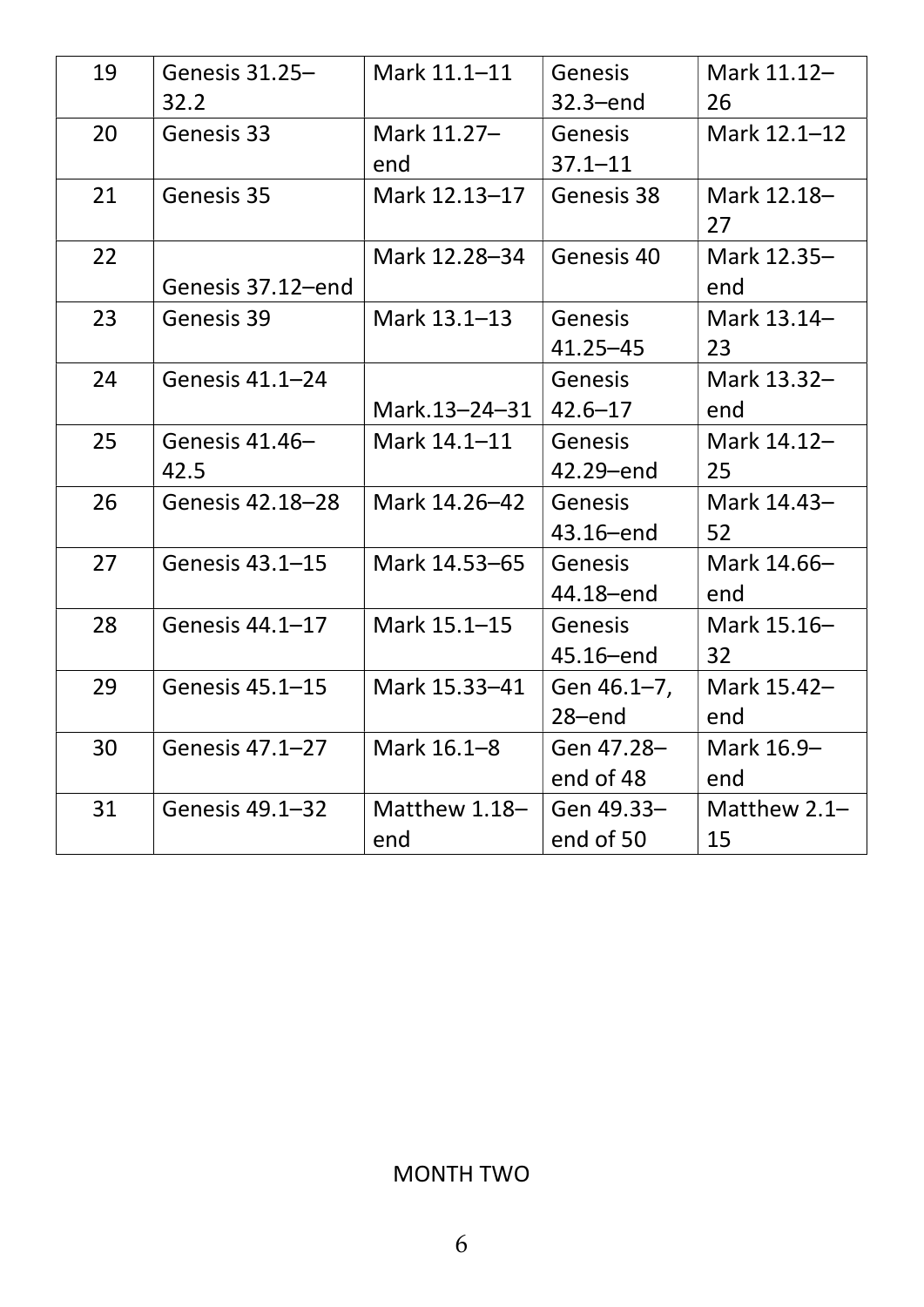| 19 | Genesis 31.25–32.2 | Mark 11.1–11 | Genesis 32.3–end | Mark 11.12–26 |
|---|---|---|---|---|
| 20 | Genesis 33 | Mark 11.27–end | Genesis 37.1–11 | Mark 12.1–12 |
| 21 | Genesis 35 | Mark 12.13–17 | Genesis 38 | Mark 12.18–27 |
| 22 | Genesis 37.12–end | Mark 12.28–34 | Genesis 40 | Mark 12.35–end |
| 23 | Genesis 39 | Mark 13.1–13 | Genesis 41.25–45 | Mark 13.14–23 |
| 24 | Genesis 41.1–24 | Mark.13–24–31 | Genesis 42.6–17 | Mark 13.32–end |
| 25 | Genesis 41.46–42.5 | Mark 14.1–11 | Genesis 42.29–end | Mark 14.12–25 |
| 26 | Genesis 42.18–28 | Mark 14.26–42 | Genesis 43.16–end | Mark 14.43–52 |
| 27 | Genesis 43.1–15 | Mark 14.53–65 | Genesis 44.18–end | Mark 14.66–end |
| 28 | Genesis 44.1–17 | Mark 15.1–15 | Genesis 45.16–end | Mark 15.16–32 |
| 29 | Genesis 45.1–15 | Mark 15.33–41 | Gen 46.1–7, 28–end | Mark 15.42–end |
| 30 | Genesis 47.1–27 | Mark 16.1–8 | Gen 47.28–end of 48 | Mark 16.9–end |
| 31 | Genesis 49.1–32 | Matthew 1.18–end | Gen 49.33–end of 50 | Matthew 2.1–15 |

MONTH TWO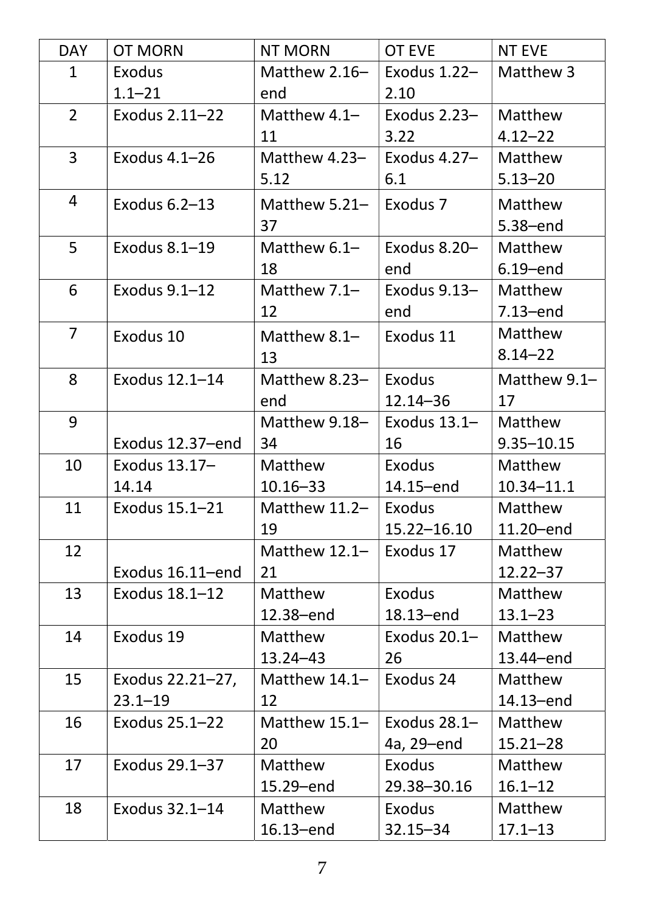| DAY | OT MORN | NT MORN | OT EVE | NT EVE |
|---|---|---|---|---|
| 1 | Exodus 1.1–21 | Matthew 2.16–end | Exodus 1.22–2.10 | Matthew 3 |
| 2 | Exodus 2.11–22 | Matthew 4.1–11 | Exodus 2.23–3.22 | Matthew 4.12–22 |
| 3 | Exodus 4.1–26 | Matthew 4.23–5.12 | Exodus 4.27–6.1 | Matthew 5.13–20 |
| 4 | Exodus 6.2–13 | Matthew 5.21–37 | Exodus 7 | Matthew 5.38–end |
| 5 | Exodus 8.1–19 | Matthew 6.1–18 | Exodus 8.20–end | Matthew 6.19–end |
| 6 | Exodus 9.1–12 | Matthew 7.1–12 | Exodus 9.13–end | Matthew 7.13–end |
| 7 | Exodus 10 | Matthew 8.1–13 | Exodus 11 | Matthew 8.14–22 |
| 8 | Exodus 12.1–14 | Matthew 8.23–end | Exodus 12.14–36 | Matthew 9.1–17 |
| 9 | Exodus 12.37–end | Matthew 9.18–34 | Exodus 13.1–16 | Matthew 9.35–10.15 |
| 10 | Exodus 13.17–14.14 | Matthew 10.16–33 | Exodus 14.15–end | Matthew 10.34–11.1 |
| 11 | Exodus 15.1–21 | Matthew 11.2–19 | Exodus 15.22–16.10 | Matthew 11.20–end |
| 12 | Exodus 16.11–end | Matthew 12.1–21 | Exodus 17 | Matthew 12.22–37 |
| 13 | Exodus 18.1–12 | Matthew 12.38–end | Exodus 18.13–end | Matthew 13.1–23 |
| 14 | Exodus 19 | Matthew 13.24–43 | Exodus 20.1–26 | Matthew 13.44–end |
| 15 | Exodus 22.21–27, 23.1–19 | Matthew 14.1–12 | Exodus 24 | Matthew 14.13–end |
| 16 | Exodus 25.1–22 | Matthew 15.1–20 | Exodus 28.1–4a, 29–end | Matthew 15.21–28 |
| 17 | Exodus 29.1–37 | Matthew 15.29–end | Exodus 29.38–30.16 | Matthew 16.1–12 |
| 18 | Exodus 32.1–14 | Matthew 16.13–end | Exodus 32.15–34 | Matthew 17.1–13 |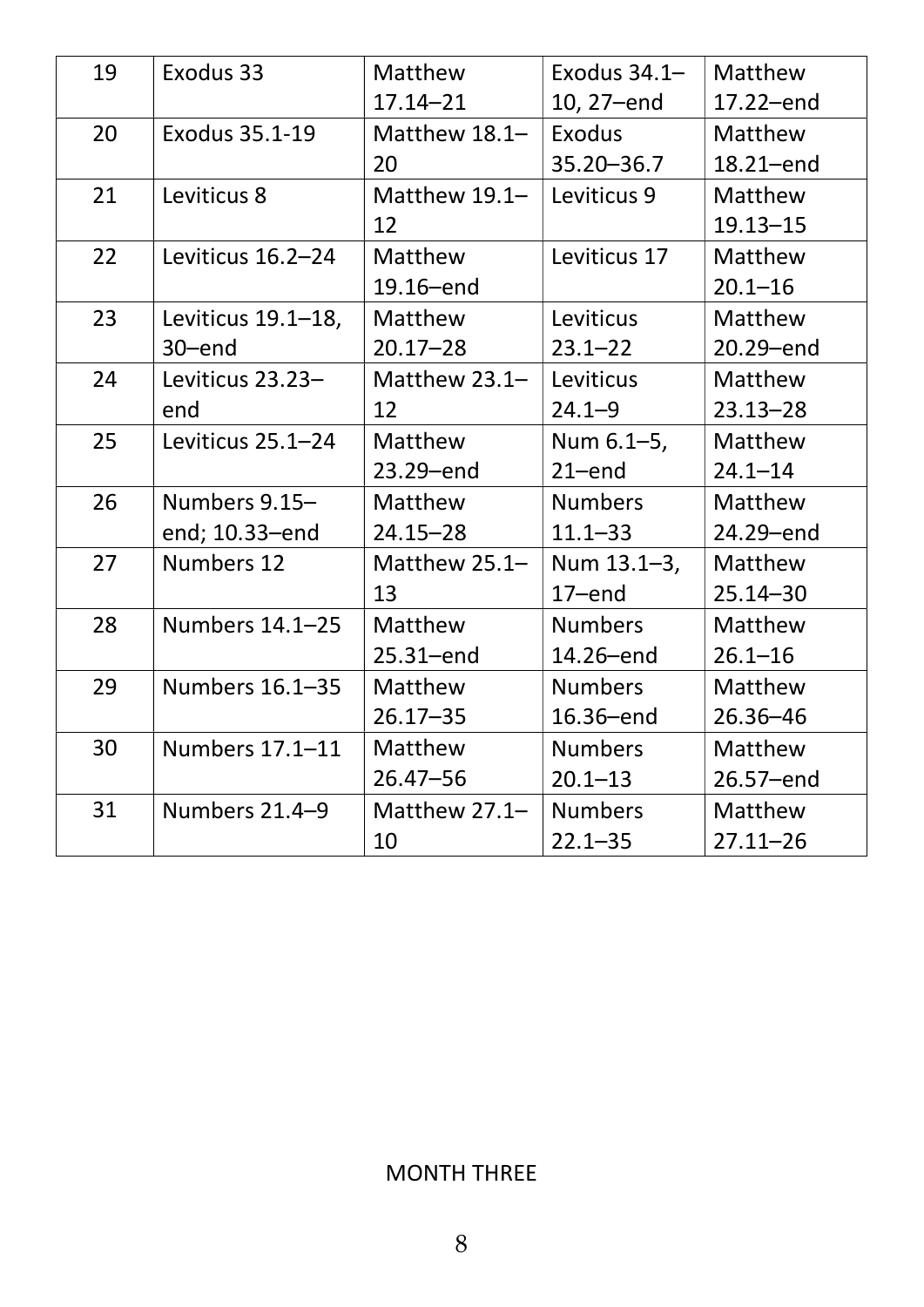| | | | | |
|---|---|---|---|---|
| 19 | Exodus 33 | Matthew 17.14–21 | Exodus 34.1–10, 27–end | Matthew 17.22–end |
| 20 | Exodus 35.1-19 | Matthew 18.1–20 | Exodus 35.20–36.7 | Matthew 18.21–end |
| 21 | Leviticus 8 | Matthew 19.1–12 | Leviticus 9 | Matthew 19.13–15 |
| 22 | Leviticus 16.2–24 | Matthew 19.16–end | Leviticus 17 | Matthew 20.1–16 |
| 23 | Leviticus 19.1–18, 30–end | Matthew 20.17–28 | Leviticus 23.1–22 | Matthew 20.29–end |
| 24 | Leviticus 23.23–end | Matthew 23.1–12 | Leviticus 24.1–9 | Matthew 23.13–28 |
| 25 | Leviticus 25.1–24 | Matthew 23.29–end | Num 6.1–5, 21–end | Matthew 24.1–14 |
| 26 | Numbers 9.15–end; 10.33–end | Matthew 24.15–28 | Numbers 11.1–33 | Matthew 24.29–end |
| 27 | Numbers 12 | Matthew 25.1–13 | Num 13.1–3, 17–end | Matthew 25.14–30 |
| 28 | Numbers 14.1–25 | Matthew 25.31–end | Numbers 14.26–end | Matthew 26.1–16 |
| 29 | Numbers 16.1–35 | Matthew 26.17–35 | Numbers 16.36–end | Matthew 26.36–46 |
| 30 | Numbers 17.1–11 | Matthew 26.47–56 | Numbers 20.1–13 | Matthew 26.57–end |
| 31 | Numbers 21.4–9 | Matthew 27.1–10 | Numbers 22.1–35 | Matthew 27.11–26 |

MONTH THREE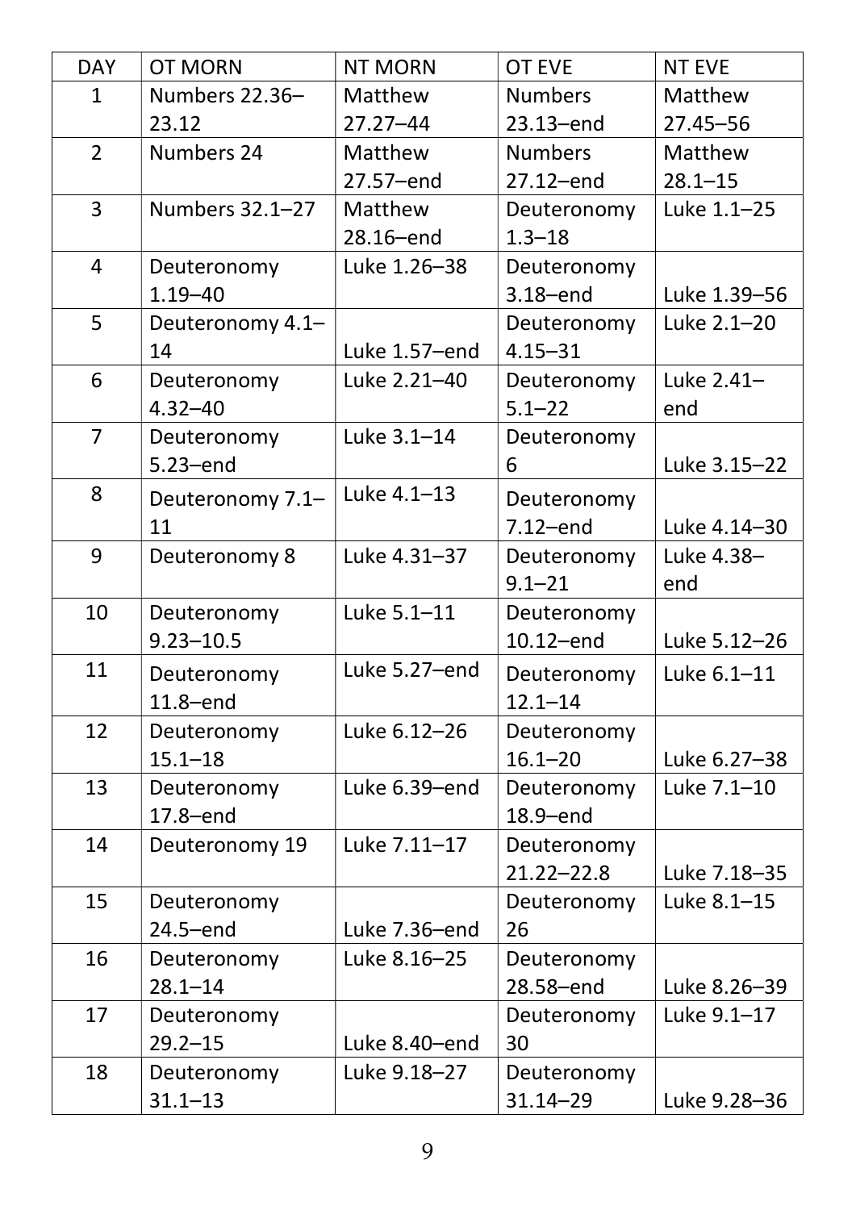| DAY | OT MORN | NT MORN | OT EVE | NT EVE |
| --- | --- | --- | --- | --- |
| 1 | Numbers 22.36–23.12 | Matthew 27.27–44 | Numbers 23.13–end | Matthew 27.45–56 |
| 2 | Numbers 24 | Matthew 27.57–end | Numbers 27.12–end | Matthew 28.1–15 |
| 3 | Numbers 32.1–27 | Matthew 28.16–end | Deuteronomy 1.3–18 | Luke 1.1–25 |
| 4 | Deuteronomy 1.19–40 | Luke 1.26–38 | Deuteronomy 3.18–end | Luke 1.39–56 |
| 5 | Deuteronomy 4.1–14 | Luke 1.57–end | Deuteronomy 4.15–31 | Luke 2.1–20 |
| 6 | Deuteronomy 4.32–40 | Luke 2.21–40 | Deuteronomy 5.1–22 | Luke 2.41–end |
| 7 | Deuteronomy 5.23–end | Luke 3.1–14 | Deuteronomy 6 | Luke 3.15–22 |
| 8 | Deuteronomy 7.1–11 | Luke 4.1–13 | Deuteronomy 7.12–end | Luke 4.14–30 |
| 9 | Deuteronomy 8 | Luke 4.31–37 | Deuteronomy 9.1–21 | Luke 4.38–end |
| 10 | Deuteronomy 9.23–10.5 | Luke 5.1–11 | Deuteronomy 10.12–end | Luke 5.12–26 |
| 11 | Deuteronomy 11.8–end | Luke 5.27–end | Deuteronomy 12.1–14 | Luke 6.1–11 |
| 12 | Deuteronomy 15.1–18 | Luke 6.12–26 | Deuteronomy 16.1–20 | Luke 6.27–38 |
| 13 | Deuteronomy 17.8–end | Luke 6.39–end | Deuteronomy 18.9–end | Luke 7.1–10 |
| 14 | Deuteronomy 19 | Luke 7.11–17 | Deuteronomy 21.22–22.8 | Luke 7.18–35 |
| 15 | Deuteronomy 24.5–end | Luke 7.36–end | Deuteronomy 26 | Luke 8.1–15 |
| 16 | Deuteronomy 28.1–14 | Luke 8.16–25 | Deuteronomy 28.58–end | Luke 8.26–39 |
| 17 | Deuteronomy 29.2–15 | Luke 8.40–end | Deuteronomy 30 | Luke 9.1–17 |
| 18 | Deuteronomy 31.1–13 | Luke 9.18–27 | Deuteronomy 31.14–29 | Luke 9.28–36 |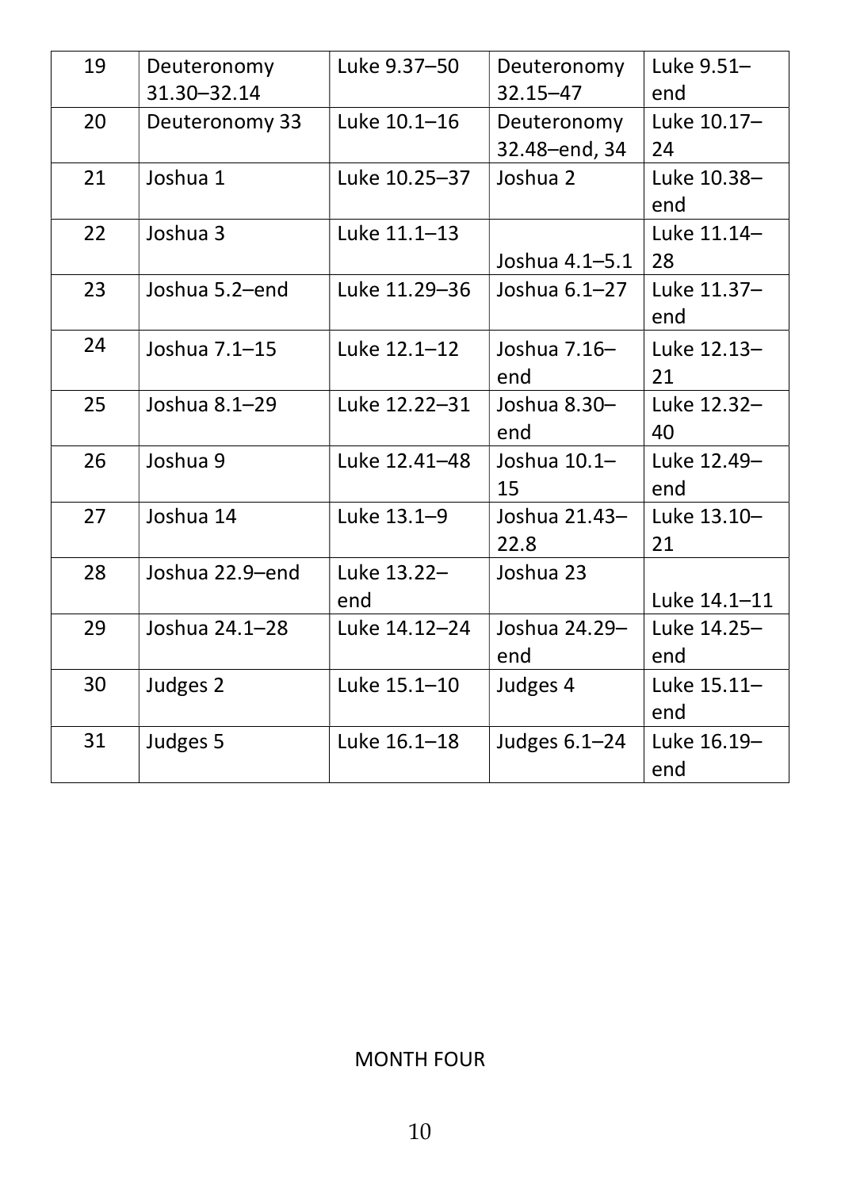| 19 | Deuteronomy 31.30–32.14 | Luke 9.37–50 | Deuteronomy 32.15–47 | Luke 9.51–end |
|---|---|---|---|---|
| 20 | Deuteronomy 33 | Luke 10.1–16 | Deuteronomy 32.48–end, 34 | Luke 10.17–24 |
| 21 | Joshua 1 | Luke 10.25–37 | Joshua 2 | Luke 10.38–end |
| 22 | Joshua 3 | Luke 11.1–13 | Joshua 4.1–5.1 | Luke 11.14–28 |
| 23 | Joshua 5.2–end | Luke 11.29–36 | Joshua 6.1–27 | Luke 11.37–end |
| 24 | Joshua 7.1–15 | Luke 12.1–12 | Joshua 7.16–end | Luke 12.13–21 |
| 25 | Joshua 8.1–29 | Luke 12.22–31 | Joshua 8.30–end | Luke 12.32–40 |
| 26 | Joshua 9 | Luke 12.41–48 | Joshua 10.1–15 | Luke 12.49–end |
| 27 | Joshua 14 | Luke 13.1–9 | Joshua 21.43–22.8 | Luke 13.10–21 |
| 28 | Joshua 22.9–end | Luke 13.22–end | Joshua 23 | Luke 14.1–11 |
| 29 | Joshua 24.1–28 | Luke 14.12–24 | Joshua 24.29–end | Luke 14.25–end |
| 30 | Judges 2 | Luke 15.1–10 | Judges 4 | Luke 15.11–end |
| 31 | Judges 5 | Luke 16.1–18 | Judges 6.1–24 | Luke 16.19–end |

MONTH FOUR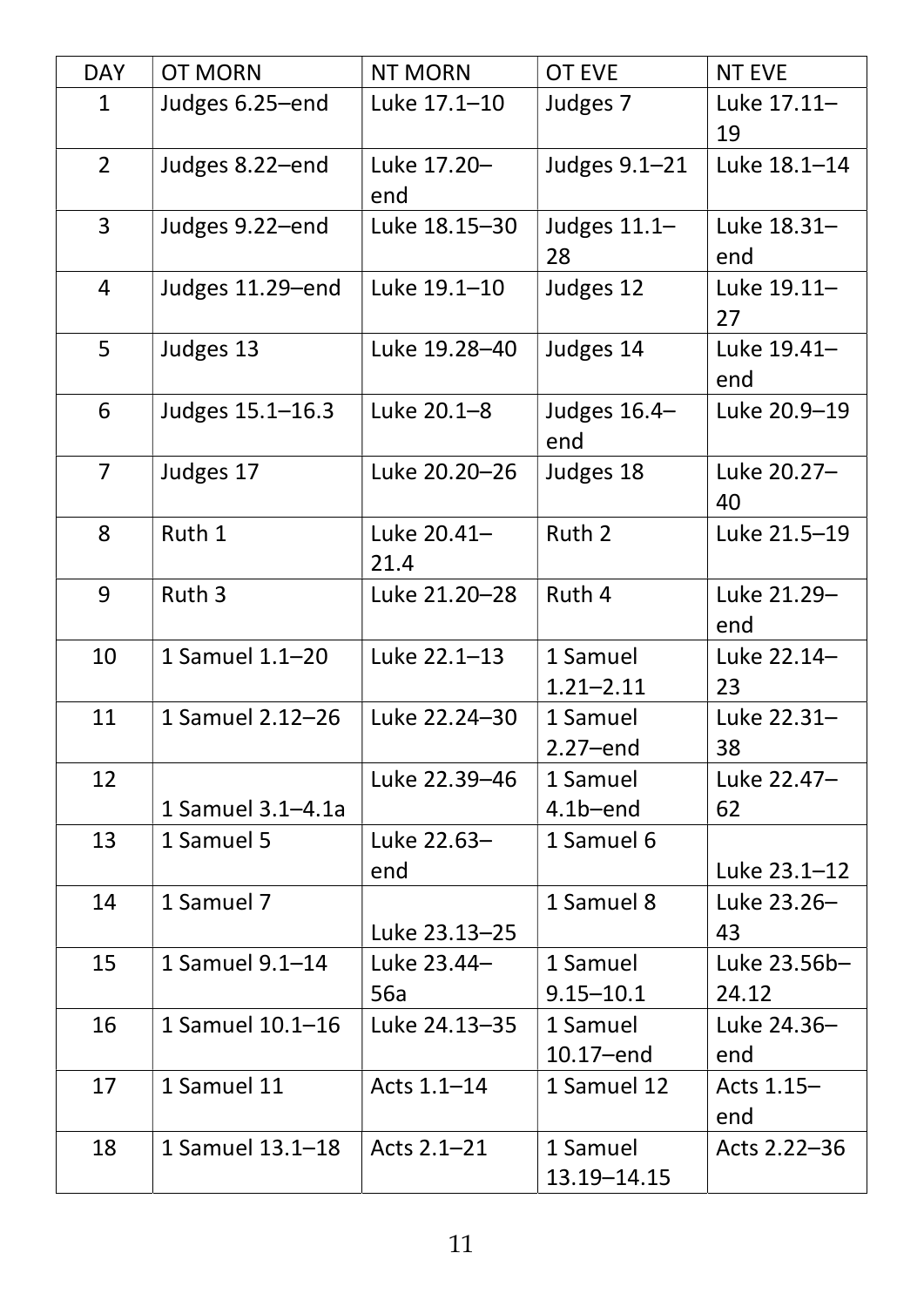| DAY | OT MORN | NT MORN | OT EVE | NT EVE |
|---|---|---|---|---|
| 1 | Judges 6.25–end | Luke 17.1–10 | Judges 7 | Luke 17.11–19 |
| 2 | Judges 8.22–end | Luke 17.20–end | Judges 9.1–21 | Luke 18.1–14 |
| 3 | Judges 9.22–end | Luke 18.15–30 | Judges 11.1–28 | Luke 18.31–end |
| 4 | Judges 11.29–end | Luke 19.1–10 | Judges 12 | Luke 19.11–27 |
| 5 | Judges 13 | Luke 19.28–40 | Judges 14 | Luke 19.41–end |
| 6 | Judges 15.1–16.3 | Luke 20.1–8 | Judges 16.4–end | Luke 20.9–19 |
| 7 | Judges 17 | Luke 20.20–26 | Judges 18 | Luke 20.27–40 |
| 8 | Ruth 1 | Luke 20.41–21.4 | Ruth 2 | Luke 21.5–19 |
| 9 | Ruth 3 | Luke 21.20–28 | Ruth 4 | Luke 21.29–end |
| 10 | 1 Samuel 1.1–20 | Luke 22.1–13 | 1 Samuel 1.21–2.11 | Luke 22.14–23 |
| 11 | 1 Samuel 2.12–26 | Luke 22.24–30 | 1 Samuel 2.27–end | Luke 22.31–38 |
| 12 | 1 Samuel 3.1–4.1a | Luke 22.39–46 | 1 Samuel 4.1b–end | Luke 22.47–62 |
| 13 | 1 Samuel 5 | Luke 22.63–end | 1 Samuel 6 | Luke 23.1–12 |
| 14 | 1 Samuel 7 | Luke 23.13–25 | 1 Samuel 8 | Luke 23.26–43 |
| 15 | 1 Samuel 9.1–14 | Luke 23.44–56a | 1 Samuel 9.15–10.1 | Luke 23.56b–24.12 |
| 16 | 1 Samuel 10.1–16 | Luke 24.13–35 | 1 Samuel 10.17–end | Luke 24.36–end |
| 17 | 1 Samuel 11 | Acts 1.1–14 | 1 Samuel 12 | Acts 1.15–end |
| 18 | 1 Samuel 13.1–18 | Acts 2.1–21 | 1 Samuel 13.19–14.15 | Acts 2.22–36 |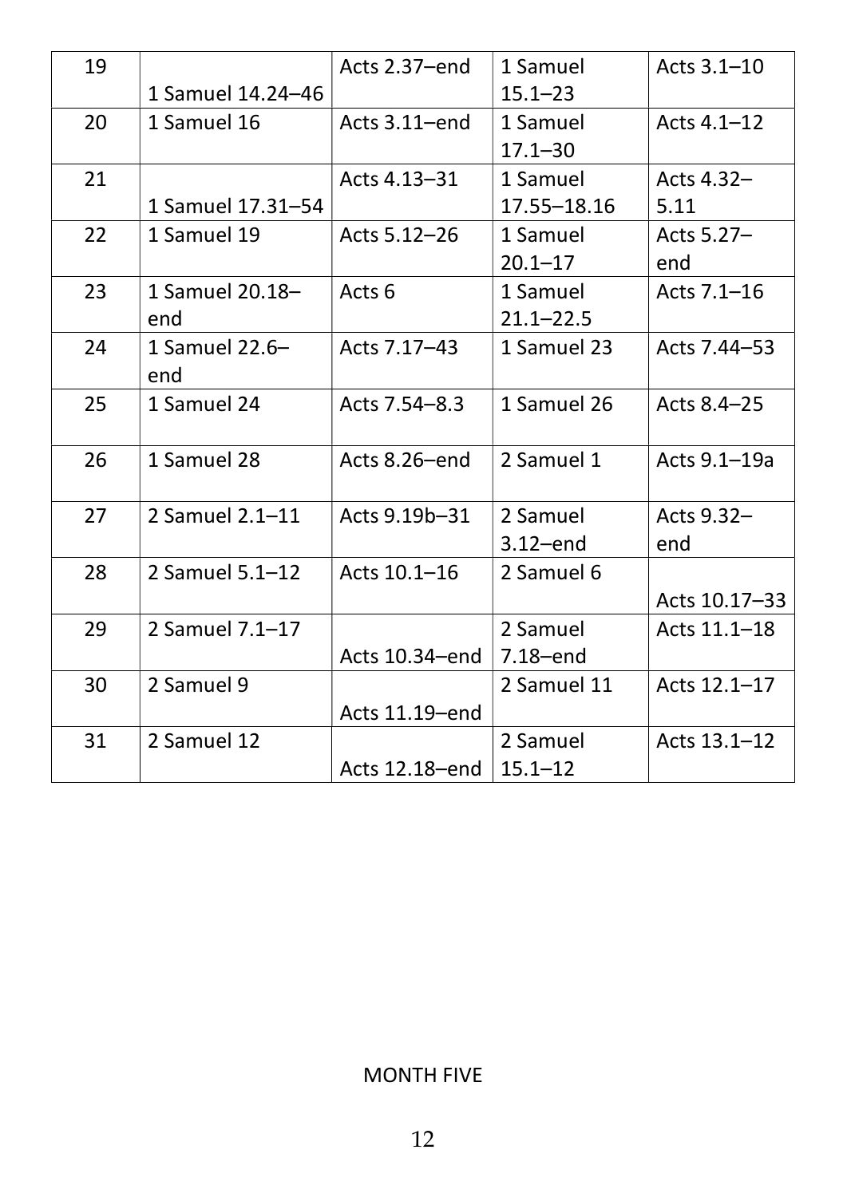| 19 | 1 Samuel 14.24–46 | Acts 2.37–end | 1 Samuel 15.1–23 | Acts 3.1–10 |
|---|---|---|---|---|
| 20 | 1 Samuel 16 | Acts 3.11–end | 1 Samuel 17.1–30 | Acts 4.1–12 |
| 21 | 1 Samuel 17.31–54 | Acts 4.13–31 | 1 Samuel 17.55–18.16 | Acts 4.32–5.11 |
| 22 | 1 Samuel 19 | Acts 5.12–26 | 1 Samuel 20.1–17 | Acts 5.27–end |
| 23 | 1 Samuel 20.18–end | Acts 6 | 1 Samuel 21.1–22.5 | Acts 7.1–16 |
| 24 | 1 Samuel 22.6–end | Acts 7.17–43 | 1 Samuel 23 | Acts 7.44–53 |
| 25 | 1 Samuel 24 | Acts 7.54–8.3 | 1 Samuel 26 | Acts 8.4–25 |
| 26 | 1 Samuel 28 | Acts 8.26–end | 2 Samuel 1 | Acts 9.1–19a |
| 27 | 2 Samuel 2.1–11 | Acts 9.19b–31 | 2 Samuel 3.12–end | Acts 9.32–end |
| 28 | 2 Samuel 5.1–12 | Acts 10.1–16 | 2 Samuel 6 | Acts 10.17–33 |
| 29 | 2 Samuel 7.1–17 | Acts 10.34–end | 2 Samuel 7.18–end | Acts 11.1–18 |
| 30 | 2 Samuel 9 | Acts 11.19–end | 2 Samuel 11 | Acts 12.1–17 |
| 31 | 2 Samuel 12 | Acts 12.18–end | 2 Samuel 15.1–12 | Acts 13.1–12 |

MONTH FIVE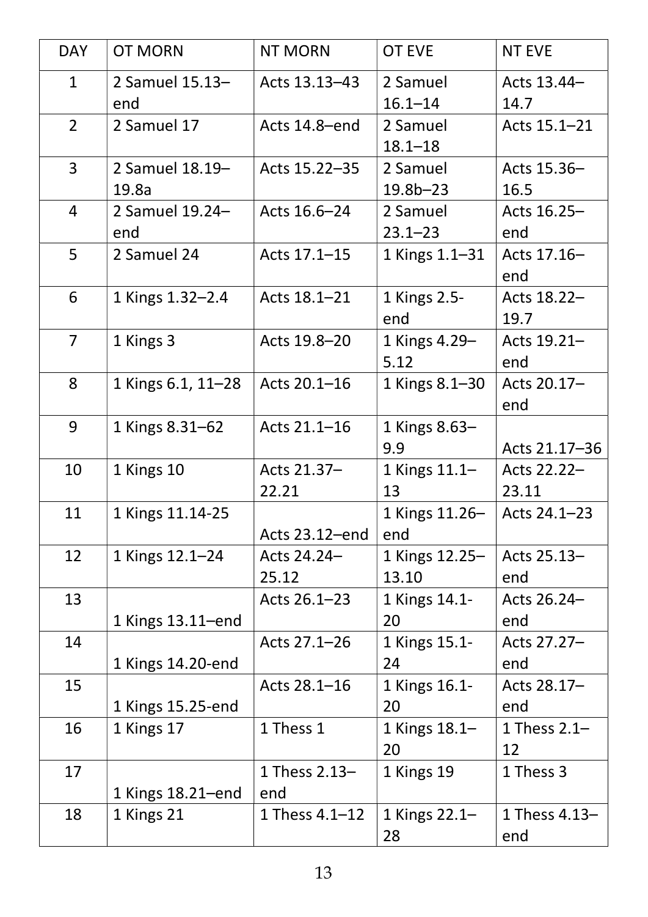| DAY | OT MORN | NT MORN | OT EVE | NT EVE |
|---|---|---|---|---|
| 1 | 2 Samuel 15.13–end | Acts 13.13–43 | 2 Samuel 16.1–14 | Acts 13.44–14.7 |
| 2 | 2 Samuel 17 | Acts 14.8–end | 2 Samuel 18.1–18 | Acts 15.1–21 |
| 3 | 2 Samuel 18.19–19.8a | Acts 15.22–35 | 2 Samuel 19.8b–23 | Acts 15.36–16.5 |
| 4 | 2 Samuel 19.24–end | Acts 16.6–24 | 2 Samuel 23.1–23 | Acts 16.25–end |
| 5 | 2 Samuel 24 | Acts 17.1–15 | 1 Kings 1.1–31 | Acts 17.16–end |
| 6 | 1 Kings 1.32–2.4 | Acts 18.1–21 | 1 Kings 2.5-end | Acts 18.22–19.7 |
| 7 | 1 Kings 3 | Acts 19.8–20 | 1 Kings 4.29–5.12 | Acts 19.21–end |
| 8 | 1 Kings 6.1, 11–28 | Acts 20.1–16 | 1 Kings 8.1–30 | Acts 20.17–end |
| 9 | 1 Kings 8.31–62 | Acts 21.1–16 | 1 Kings 8.63–9.9 | Acts 21.17–36 |
| 10 | 1 Kings 10 | Acts 21.37–22.21 | 1 Kings 11.1–13 | Acts 22.22–23.11 |
| 11 | 1 Kings 11.14-25 | Acts 23.12–end | 1 Kings 11.26–end | Acts 24.1–23 |
| 12 | 1 Kings 12.1–24 | Acts 24.24–25.12 | 1 Kings 12.25–13.10 | Acts 25.13–end |
| 13 | 1 Kings 13.11–end | Acts 26.1–23 | 1 Kings 14.1-20 | Acts 26.24–end |
| 14 | 1 Kings 14.20-end | Acts 27.1–26 | 1 Kings 15.1-24 | Acts 27.27–end |
| 15 | 1 Kings 15.25-end | Acts 28.1–16 | 1 Kings 16.1-20 | Acts 28.17–end |
| 16 | 1 Kings 17 | 1 Thess 1 | 1 Kings 18.1–20 | 1 Thess 2.1–12 |
| 17 | 1 Kings 18.21–end | 1 Thess 2.13–end | 1 Kings 19 | 1 Thess 3 |
| 18 | 1 Kings 21 | 1 Thess 4.1–12 | 1 Kings 22.1–28 | 1 Thess 4.13–end |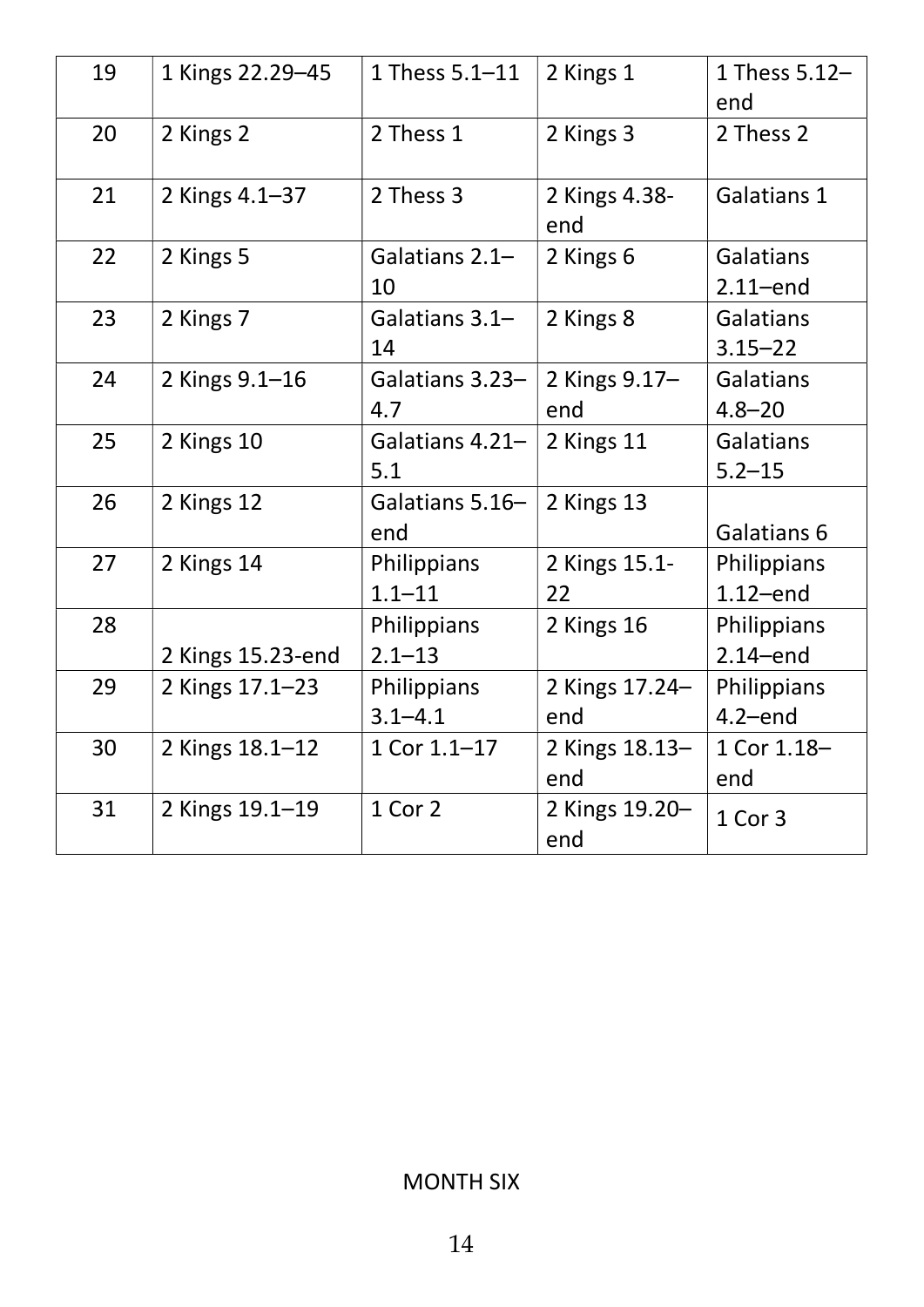| 19 | 1 Kings 22.29–45 | 1 Thess 5.1–11 | 2 Kings 1 | 1 Thess 5.12–end |
|---|---|---|---|---|
| 20 | 2 Kings 2 | 2 Thess 1 | 2 Kings 3 | 2 Thess 2 |
| 21 | 2 Kings 4.1–37 | 2 Thess 3 | 2 Kings 4.38-end | Galatians 1 |
| 22 | 2 Kings 5 | Galatians 2.1–10 | 2 Kings 6 | Galatians 2.11–end |
| 23 | 2 Kings 7 | Galatians 3.1–14 | 2 Kings 8 | Galatians 3.15–22 |
| 24 | 2 Kings 9.1–16 | Galatians 3.23–4.7 | 2 Kings 9.17–end | Galatians 4.8–20 |
| 25 | 2 Kings 10 | Galatians 4.21–5.1 | 2 Kings 11 | Galatians 5.2–15 |
| 26 | 2 Kings 12 | Galatians 5.16–end | 2 Kings 13 | Galatians 6 |
| 27 | 2 Kings 14 | Philippians 1.1–11 | 2 Kings 15.1-22 | Philippians 1.12–end |
| 28 | 2 Kings 15.23-end | Philippians 2.1–13 | 2 Kings 16 | Philippians 2.14–end |
| 29 | 2 Kings 17.1–23 | Philippians 3.1–4.1 | 2 Kings 17.24–end | Philippians 4.2–end |
| 30 | 2 Kings 18.1–12 | 1 Cor 1.1–17 | 2 Kings 18.13–end | 1 Cor 1.18–end |
| 31 | 2 Kings 19.1–19 | 1 Cor 2 | 2 Kings 19.20–end | 1 Cor 3 |

MONTH SIX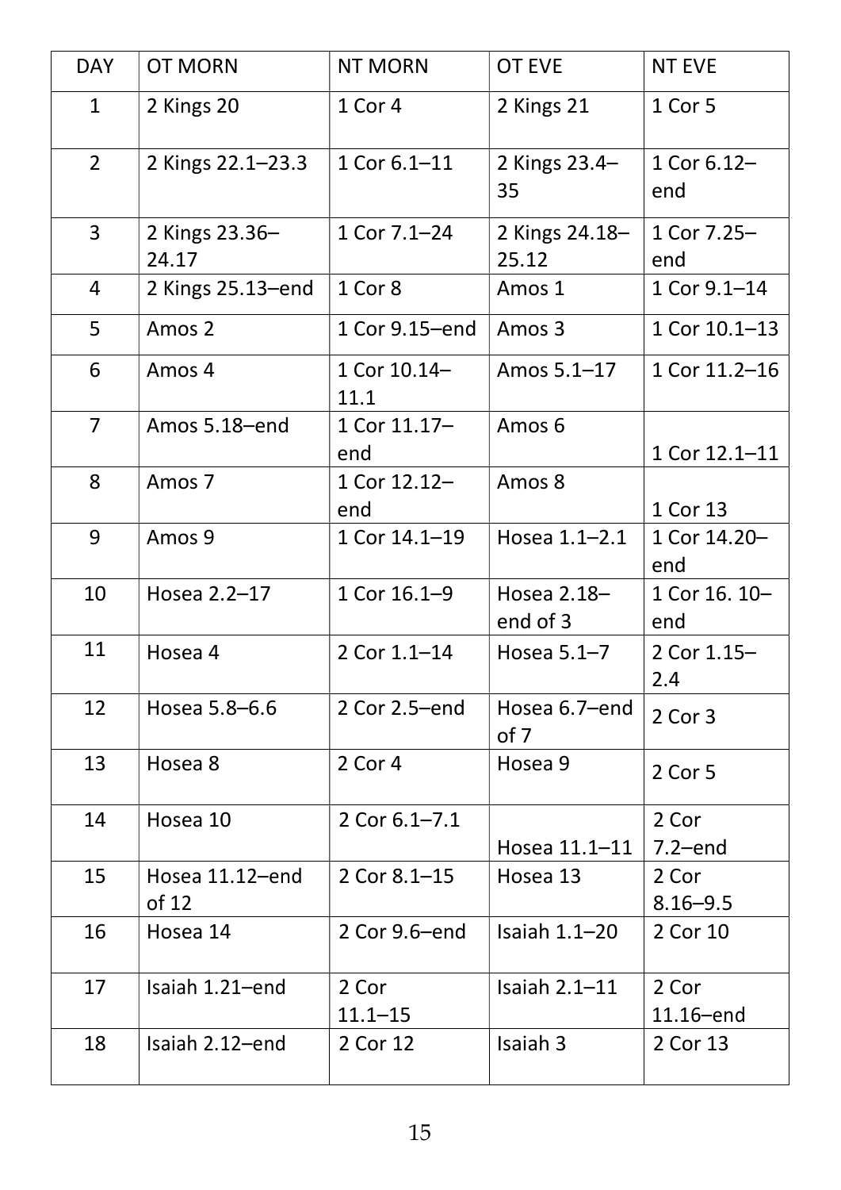| DAY | OT MORN | NT MORN | OT EVE | NT EVE |
|---|---|---|---|---|
| 1 | 2 Kings 20 | 1 Cor 4 | 2 Kings 21 | 1 Cor 5 |
| 2 | 2 Kings 22.1–23.3 | 1 Cor 6.1–11 | 2 Kings 23.4–35 | 1 Cor 6.12–end |
| 3 | 2 Kings 23.36–24.17 | 1 Cor 7.1–24 | 2 Kings 24.18–25.12 | 1 Cor 7.25–end |
| 4 | 2 Kings 25.13–end | 1 Cor 8 | Amos 1 | 1 Cor 9.1–14 |
| 5 | Amos 2 | 1 Cor 9.15–end | Amos 3 | 1 Cor 10.1–13 |
| 6 | Amos 4 | 1 Cor 10.14–11.1 | Amos 5.1–17 | 1 Cor 11.2–16 |
| 7 | Amos 5.18–end | 1 Cor 11.17–end | Amos 6 | 1 Cor 12.1–11 |
| 8 | Amos 7 | 1 Cor 12.12–end | Amos 8 | 1 Cor 13 |
| 9 | Amos 9 | 1 Cor 14.1–19 | Hosea 1.1–2.1 | 1 Cor 14.20–end |
| 10 | Hosea 2.2–17 | 1 Cor 16.1–9 | Hosea 2.18–end of 3 | 1 Cor 16. 10–end |
| 11 | Hosea 4 | 2 Cor 1.1–14 | Hosea 5.1–7 | 2 Cor 1.15–2.4 |
| 12 | Hosea 5.8–6.6 | 2 Cor 2.5–end | Hosea 6.7–end of 7 | 2 Cor 3 |
| 13 | Hosea 8 | 2 Cor 4 | Hosea 9 | 2 Cor 5 |
| 14 | Hosea 10 | 2 Cor 6.1–7.1 | Hosea 11.1–11 | 2 Cor 7.2–end |
| 15 | Hosea 11.12–end of 12 | 2 Cor 8.1–15 | Hosea 13 | 2 Cor 8.16–9.5 |
| 16 | Hosea 14 | 2 Cor 9.6–end | Isaiah 1.1–20 | 2 Cor 10 |
| 17 | Isaiah 1.21–end | 2 Cor 11.1–15 | Isaiah 2.1–11 | 2 Cor 11.16–end |
| 18 | Isaiah 2.12–end | 2 Cor 12 | Isaiah 3 | 2 Cor 13 |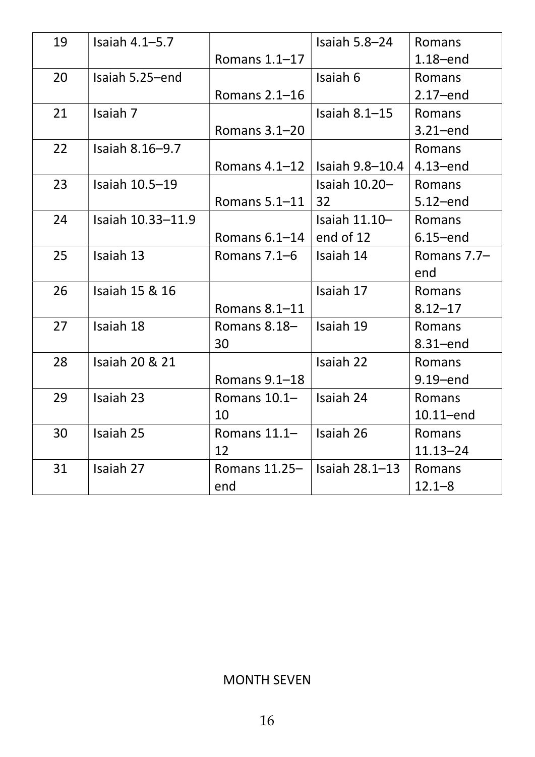| 19 | Isaiah 4.1–5.7 | Romans 1.1–17 | Isaiah 5.8–24 | Romans 1.18–end |
|---|---|---|---|---|
| 20 | Isaiah 5.25–end | Romans 2.1–16 | Isaiah 6 | Romans 2.17–end |
| 21 | Isaiah 7 | Romans 3.1–20 | Isaiah 8.1–15 | Romans 3.21–end |
| 22 | Isaiah 8.16–9.7 | Romans 4.1–12 | Isaiah 9.8–10.4 | Romans 4.13–end |
| 23 | Isaiah 10.5–19 | Romans 5.1–11 | Isaiah 10.20–32 | Romans 5.12–end |
| 24 | Isaiah 10.33–11.9 | Romans 6.1–14 | Isaiah 11.10–end of 12 | Romans 6.15–end |
| 25 | Isaiah 13 | Romans 7.1–6 | Isaiah 14 | Romans 7.7–end |
| 26 | Isaiah 15 & 16 | Romans 8.1–11 | Isaiah 17 | Romans 8.12–17 |
| 27 | Isaiah 18 | Romans 8.18–30 | Isaiah 19 | Romans 8.31–end |
| 28 | Isaiah 20 & 21 | Romans 9.1–18 | Isaiah 22 | Romans 9.19–end |
| 29 | Isaiah 23 | Romans 10.1–10 | Isaiah 24 | Romans 10.11–end |
| 30 | Isaiah 25 | Romans 11.1–12 | Isaiah 26 | Romans 11.13–24 |
| 31 | Isaiah 27 | Romans 11.25–end | Isaiah 28.1–13 | Romans 12.1–8 |

MONTH SEVEN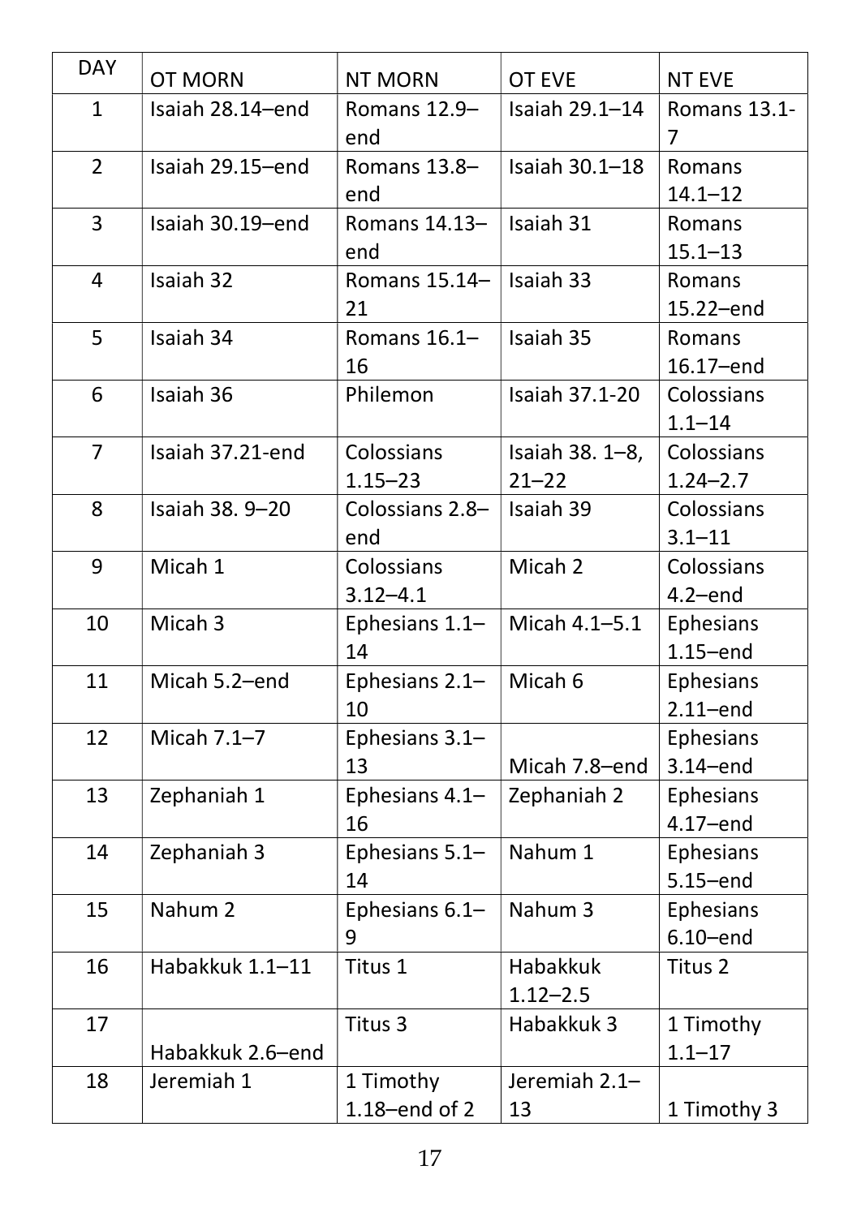| DAY | OT MORN | NT MORN | OT EVE | NT EVE |
|---|---|---|---|---|
| 1 | Isaiah 28.14–end | Romans 12.9–end | Isaiah 29.1–14 | Romans 13.1-7 |
| 2 | Isaiah 29.15–end | Romans 13.8–end | Isaiah 30.1–18 | Romans 14.1–12 |
| 3 | Isaiah 30.19–end | Romans 14.13–end | Isaiah 31 | Romans 15.1–13 |
| 4 | Isaiah 32 | Romans 15.14–21 | Isaiah 33 | Romans 15.22–end |
| 5 | Isaiah 34 | Romans 16.1–16 | Isaiah 35 | Romans 16.17–end |
| 6 | Isaiah 36 | Philemon | Isaiah 37.1-20 | Colossians 1.1–14 |
| 7 | Isaiah 37.21-end | Colossians 1.15–23 | Isaiah 38. 1–8, 21–22 | Colossians 1.24–2.7 |
| 8 | Isaiah 38. 9–20 | Colossians 2.8–end | Isaiah 39 | Colossians 3.1–11 |
| 9 | Micah 1 | Colossians 3.12–4.1 | Micah 2 | Colossians 4.2–end |
| 10 | Micah 3 | Ephesians 1.1–14 | Micah 4.1–5.1 | Ephesians 1.15–end |
| 11 | Micah 5.2–end | Ephesians 2.1–10 | Micah 6 | Ephesians 2.11–end |
| 12 | Micah 7.1–7 | Ephesians 3.1–13 | Micah 7.8–end | Ephesians 3.14–end |
| 13 | Zephaniah 1 | Ephesians 4.1–16 | Zephaniah 2 | Ephesians 4.17–end |
| 14 | Zephaniah 3 | Ephesians 5.1–14 | Nahum 1 | Ephesians 5.15–end |
| 15 | Nahum 2 | Ephesians 6.1–9 | Nahum 3 | Ephesians 6.10–end |
| 16 | Habakkuk 1.1–11 | Titus 1 | Habakkuk 1.12–2.5 | Titus 2 |
| 17 | Habakkuk 2.6–end | Titus 3 | Habakkuk 3 | 1 Timothy 1.1–17 |
| 18 | Jeremiah 1 | 1 Timothy 1.18–end of 2 | Jeremiah 2.1–13 | 1 Timothy 3 |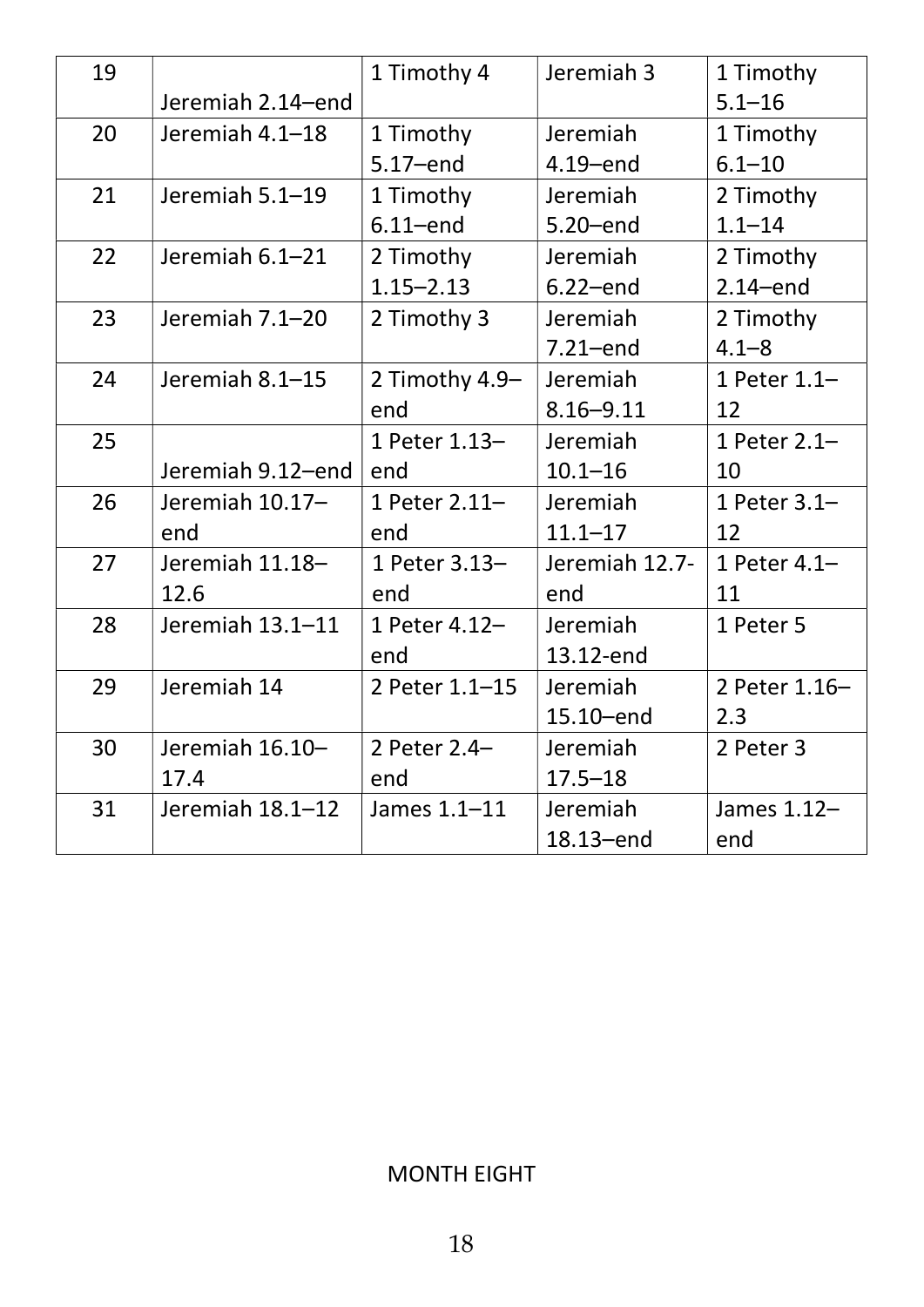| 19 | Jeremiah 2.14–end | 1 Timothy 4 | Jeremiah 3 | 1 Timothy 5.1–16 |
|---|---|---|---|---|
| 20 | Jeremiah 4.1–18 | 1 Timothy 5.17–end | Jeremiah 4.19–end | 1 Timothy 6.1–10 |
| 21 | Jeremiah 5.1–19 | 1 Timothy 6.11–end | Jeremiah 5.20–end | 2 Timothy 1.1–14 |
| 22 | Jeremiah 6.1–21 | 2 Timothy 1.15–2.13 | Jeremiah 6.22–end | 2 Timothy 2.14–end |
| 23 | Jeremiah 7.1–20 | 2 Timothy 3 | Jeremiah 7.21–end | 2 Timothy 4.1–8 |
| 24 | Jeremiah 8.1–15 | 2 Timothy 4.9–end | Jeremiah 8.16–9.11 | 1 Peter 1.1–12 |
| 25 | Jeremiah 9.12–end | 1 Peter 1.13–end | Jeremiah 10.1–16 | 1 Peter 2.1–10 |
| 26 | Jeremiah 10.17–end | 1 Peter 2.11–end | Jeremiah 11.1–17 | 1 Peter 3.1–12 |
| 27 | Jeremiah 11.18–12.6 | 1 Peter 3.13–end | Jeremiah 12.7-end | 1 Peter 4.1–11 |
| 28 | Jeremiah 13.1–11 | 1 Peter 4.12–end | Jeremiah 13.12-end | 1 Peter 5 |
| 29 | Jeremiah 14 | 2 Peter 1.1–15 | Jeremiah 15.10–end | 2 Peter 1.16–2.3 |
| 30 | Jeremiah 16.10–17.4 | 2 Peter 2.4–end | Jeremiah 17.5–18 | 2 Peter 3 |
| 31 | Jeremiah 18.1–12 | James 1.1–11 | Jeremiah 18.13–end | James 1.12–end |

MONTH EIGHT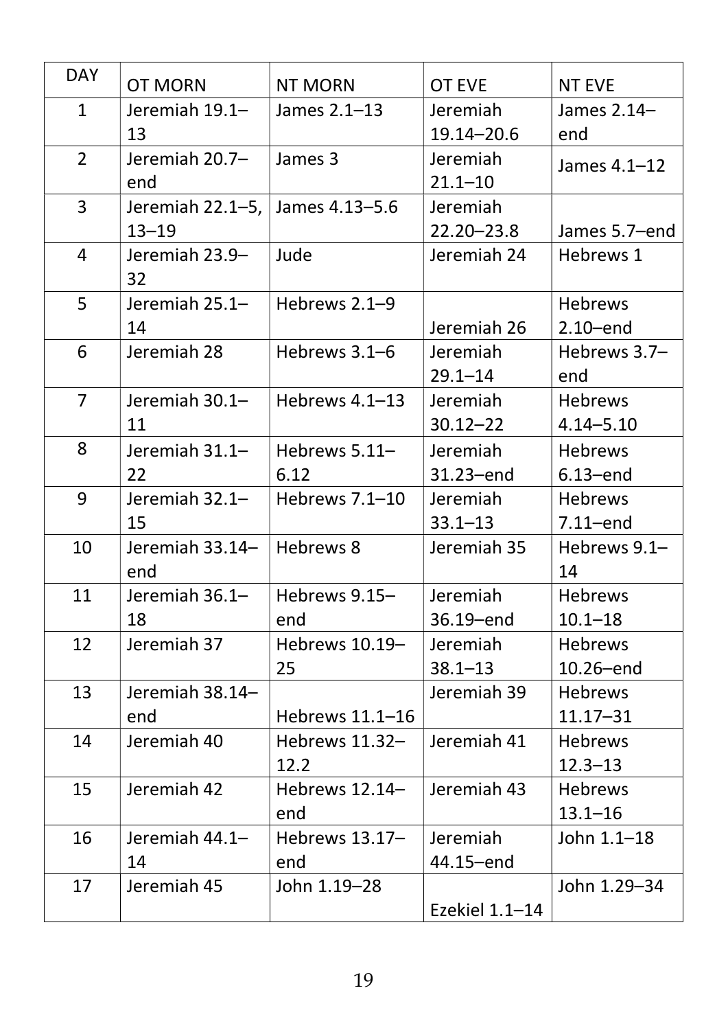| DAY | OT MORN | NT MORN | OT EVE | NT EVE |
| --- | --- | --- | --- | --- |
| 1 | Jeremiah 19.1–13 | James 2.1–13 | Jeremiah 19.14–20.6 | James 2.14–end |
| 2 | Jeremiah 20.7–end | James 3 | Jeremiah 21.1–10 | James 4.1–12 |
| 3 | Jeremiah 22.1–5, 13–19 | James 4.13–5.6 | Jeremiah 22.20–23.8 | James 5.7–end |
| 4 | Jeremiah 23.9–32 | Jude | Jeremiah 24 | Hebrews 1 |
| 5 | Jeremiah 25.1–14 | Hebrews 2.1–9 | Jeremiah 26 | Hebrews 2.10–end |
| 6 | Jeremiah 28 | Hebrews 3.1–6 | Jeremiah 29.1–14 | Hebrews 3.7–end |
| 7 | Jeremiah 30.1–11 | Hebrews 4.1–13 | Jeremiah 30.12–22 | Hebrews 4.14–5.10 |
| 8 | Jeremiah 31.1–22 | Hebrews 5.11–6.12 | Jeremiah 31.23–end | Hebrews 6.13–end |
| 9 | Jeremiah 32.1–15 | Hebrews 7.1–10 | Jeremiah 33.1–13 | Hebrews 7.11–end |
| 10 | Jeremiah 33.14–end | Hebrews 8 | Jeremiah 35 | Hebrews 9.1–14 |
| 11 | Jeremiah 36.1–18 | Hebrews 9.15–end | Jeremiah 36.19–end | Hebrews 10.1–18 |
| 12 | Jeremiah 37 | Hebrews 10.19–25 | Jeremiah 38.1–13 | Hebrews 10.26–end |
| 13 | Jeremiah 38.14–end | Hebrews 11.1–16 | Jeremiah 39 | Hebrews 11.17–31 |
| 14 | Jeremiah 40 | Hebrews 11.32–12.2 | Jeremiah 41 | Hebrews 12.3–13 |
| 15 | Jeremiah 42 | Hebrews 12.14–end | Jeremiah 43 | Hebrews 13.1–16 |
| 16 | Jeremiah 44.1–14 | Hebrews 13.17–end | Jeremiah 44.15–end | John 1.1–18 |
| 17 | Jeremiah 45 | John 1.19–28 | Ezekiel 1.1–14 | John 1.29–34 |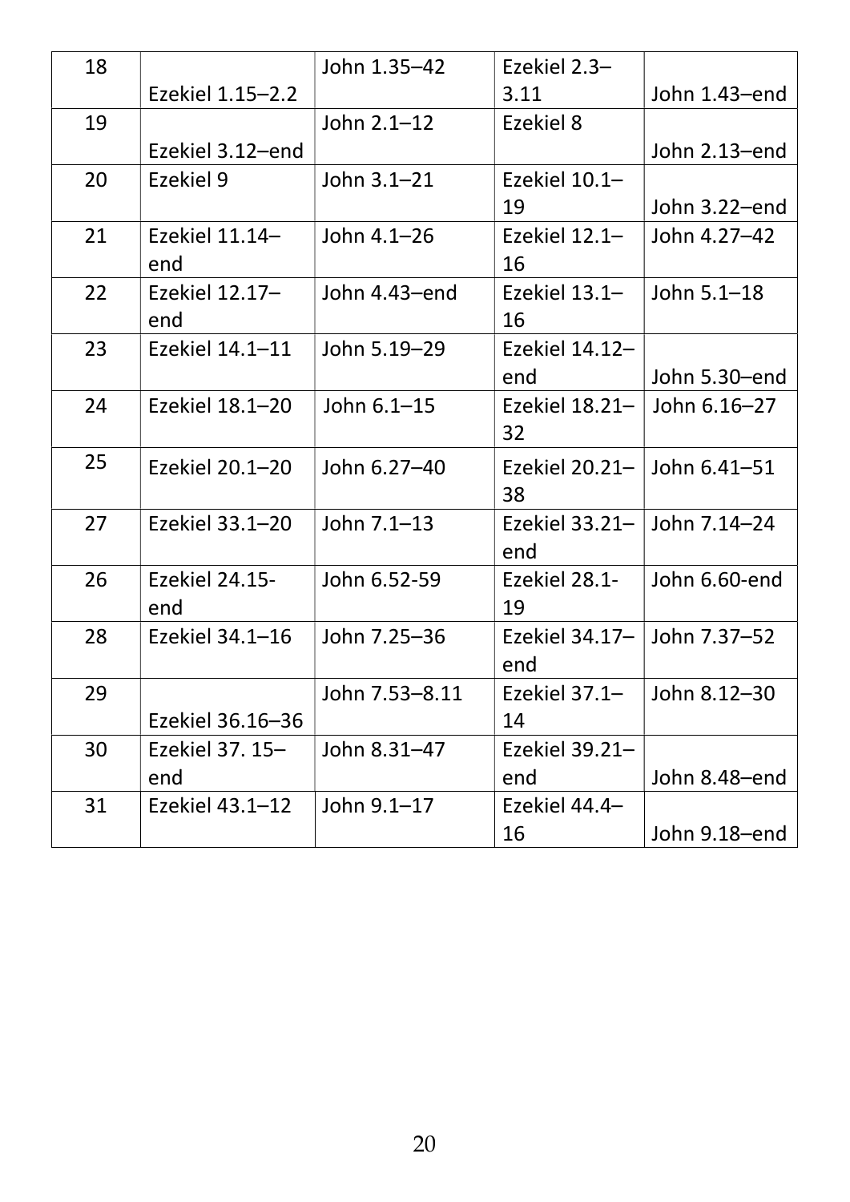| 18 | Ezekiel 1.15–2.2 | John 1.35–42 | Ezekiel 2.3–3.11 | John 1.43–end |
|---|---|---|---|---|
| 19 | Ezekiel 3.12–end | John 2.1–12 | Ezekiel 8 | John 2.13–end |
| 20 | Ezekiel 9 | John 3.1–21 | Ezekiel 10.1–19 | John 3.22–end |
| 21 | Ezekiel 11.14–end | John 4.1–26 | Ezekiel 12.1–16 | John 4.27–42 |
| 22 | Ezekiel 12.17–end | John 4.43–end | Ezekiel 13.1–16 | John 5.1–18 |
| 23 | Ezekiel 14.1–11 | John 5.19–29 | Ezekiel 14.12–end | John 5.30–end |
| 24 | Ezekiel 18.1–20 | John 6.1–15 | Ezekiel 18.21–32 | John 6.16–27 |
| 25 | Ezekiel 20.1–20 | John 6.27–40 | Ezekiel 20.21–38 | John 6.41–51 |
| 27 | Ezekiel 33.1–20 | John 7.1–13 | Ezekiel 33.21–end | John 7.14–24 |
| 26 | Ezekiel 24.15-end | John 6.52-59 | Ezekiel 28.1-19 | John 6.60-end |
| 28 | Ezekiel 34.1–16 | John 7.25–36 | Ezekiel 34.17–end | John 7.37–52 |
| 29 | Ezekiel 36.16–36 | John 7.53–8.11 | Ezekiel 37.1–14 | John 8.12–30 |
| 30 | Ezekiel 37. 15–end | John 8.31–47 | Ezekiel 39.21–end | John 8.48–end |
| 31 | Ezekiel 43.1–12 | John 9.1–17 | Ezekiel 44.4–16 | John 9.18–end |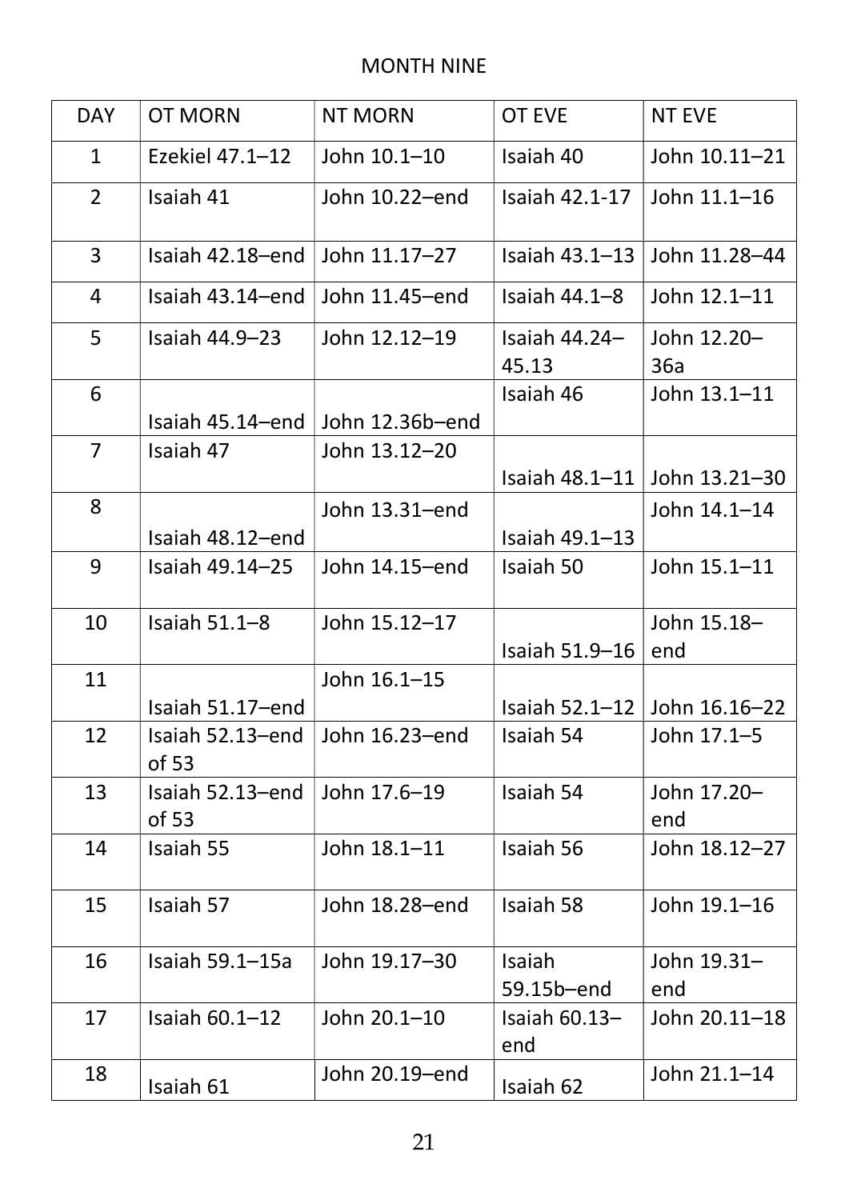MONTH NINE

| DAY | OT MORN | NT MORN | OT EVE | NT EVE |
|---|---|---|---|---|
| 1 | Ezekiel 47.1–12 | John 10.1–10 | Isaiah 40 | John 10.11–21 |
| 2 | Isaiah 41 | John 10.22–end | Isaiah 42.1-17 | John 11.1–16 |
| 3 | Isaiah 42.18–end | John 11.17–27 | Isaiah 43.1–13 | John 11.28–44 |
| 4 | Isaiah 43.14–end | John 11.45–end | Isaiah 44.1–8 | John 12.1–11 |
| 5 | Isaiah 44.9–23 | John 12.12–19 | Isaiah 44.24–45.13 | John 12.20–36a |
| 6 | Isaiah 45.14–end | John 12.36b–end | Isaiah 46 | John 13.1–11 |
| 7 | Isaiah 47 | John 13.12–20 | Isaiah 48.1–11 | John 13.21–30 |
| 8 | Isaiah 48.12–end | John 13.31–end | Isaiah 49.1–13 | John 14.1–14 |
| 9 | Isaiah 49.14–25 | John 14.15–end | Isaiah 50 | John 15.1–11 |
| 10 | Isaiah 51.1–8 | John 15.12–17 | Isaiah 51.9–16 | John 15.18–end |
| 11 | Isaiah 51.17–end | John 16.1–15 | Isaiah 52.1–12 | John 16.16–22 |
| 12 | Isaiah 52.13–end of 53 | John 16.23–end | Isaiah 54 | John 17.1–5 |
| 13 | Isaiah 52.13–end of 53 | John 17.6–19 | Isaiah 54 | John 17.20–end |
| 14 | Isaiah 55 | John 18.1–11 | Isaiah 56 | John 18.12–27 |
| 15 | Isaiah 57 | John 18.28–end | Isaiah 58 | John 19.1–16 |
| 16 | Isaiah 59.1–15a | John 19.17–30 | Isaiah 59.15b–end | John 19.31–end |
| 17 | Isaiah 60.1–12 | John 20.1–10 | Isaiah 60.13–end | John 20.11–18 |
| 18 | Isaiah 61 | John 20.19–end | Isaiah 62 | John 21.1–14 |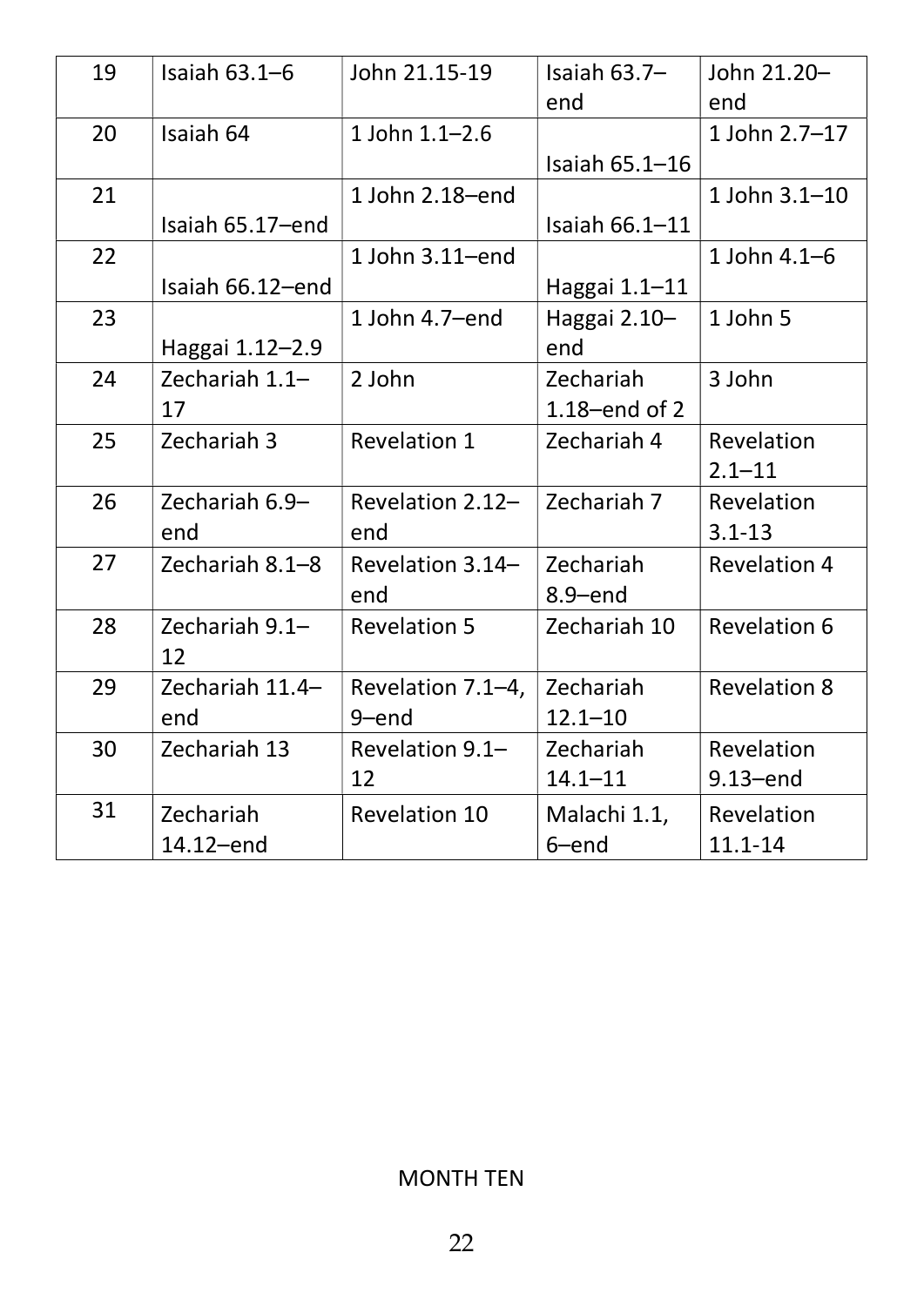| 19 | Isaiah 63.1–6 | John 21.15-19 | Isaiah 63.7–end | John 21.20–end |
|---|---|---|---|---|
| 20 | Isaiah 64 | 1 John 1.1–2.6 | Isaiah 65.1–16 | 1 John 2.7–17 |
| 21 | Isaiah 65.17–end | 1 John 2.18–end | Isaiah 66.1–11 | 1 John 3.1–10 |
| 22 | Isaiah 66.12–end | 1 John 3.11–end | Haggai 1.1–11 | 1 John 4.1–6 |
| 23 | Haggai 1.12–2.9 | 1 John 4.7–end | Haggai 2.10–end | 1 John 5 |
| 24 | Zechariah 1.1–17 | 2 John | Zechariah 1.18–end of 2 | 3 John |
| 25 | Zechariah 3 | Revelation 1 | Zechariah 4 | Revelation 2.1–11 |
| 26 | Zechariah 6.9–end | Revelation 2.12–end | Zechariah 7 | Revelation 3.1-13 |
| 27 | Zechariah 8.1–8 | Revelation 3.14–end | Zechariah 8.9–end | Revelation 4 |
| 28 | Zechariah 9.1–12 | Revelation 5 | Zechariah 10 | Revelation 6 |
| 29 | Zechariah 11.4–end | Revelation 7.1–4, 9–end | Zechariah 12.1–10 | Revelation 8 |
| 30 | Zechariah 13 | Revelation 9.1–12 | Zechariah 14.1–11 | Revelation 9.13–end |
| 31 | Zechariah 14.12–end | Revelation 10 | Malachi 1.1, 6–end | Revelation 11.1-14 |

MONTH TEN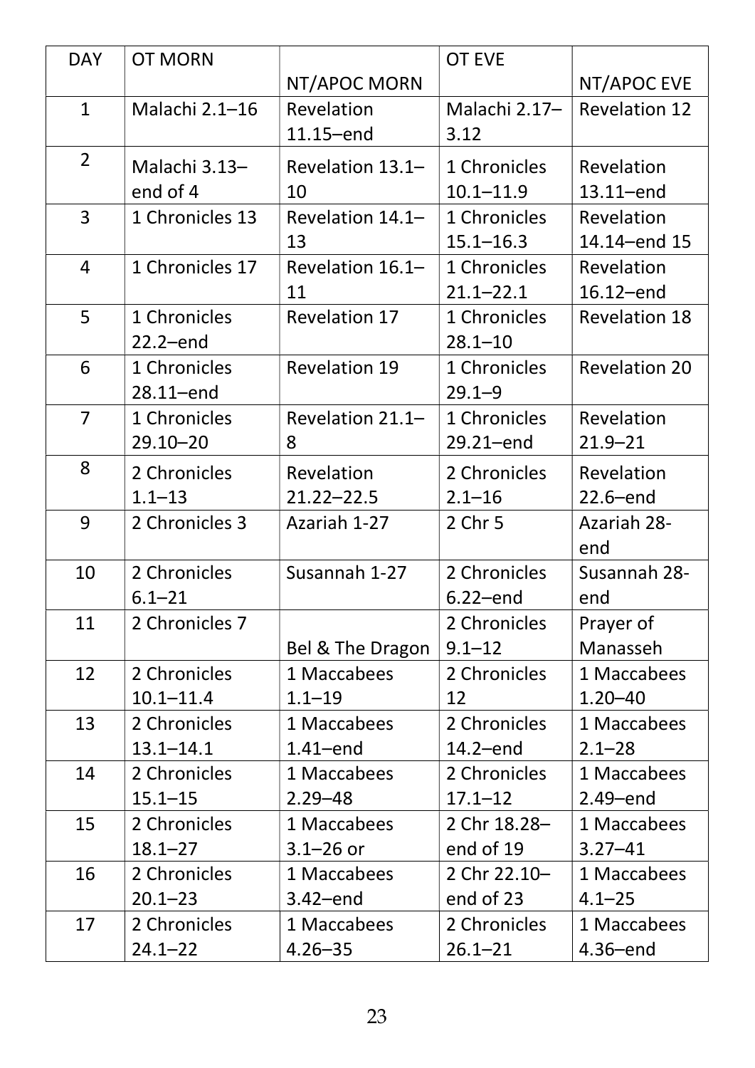| DAY | OT MORN | NT/APOC MORN | OT EVE | NT/APOC EVE |
|---|---|---|---|---|
| 1 | Malachi 2.1–16 | Revelation 11.15–end | Malachi 2.17–3.12 | Revelation 12 |
| 2 | Malachi 3.13–end of 4 | Revelation 13.1–10 | 1 Chronicles 10.1–11.9 | Revelation 13.11–end |
| 3 | 1 Chronicles 13 | Revelation 14.1–13 | 1 Chronicles 15.1–16.3 | Revelation 14.14–end 15 |
| 4 | 1 Chronicles 17 | Revelation 16.1–11 | 1 Chronicles 21.1–22.1 | Revelation 16.12–end |
| 5 | 1 Chronicles 22.2–end | Revelation 17 | 1 Chronicles 28.1–10 | Revelation 18 |
| 6 | 1 Chronicles 28.11–end | Revelation 19 | 1 Chronicles 29.1–9 | Revelation 20 |
| 7 | 1 Chronicles 29.10–20 | Revelation 21.1–8 | 1 Chronicles 29.21–end | Revelation 21.9–21 |
| 8 | 2 Chronicles 1.1–13 | Revelation 21.22–22.5 | 2 Chronicles 2.1–16 | Revelation 22.6–end |
| 9 | 2 Chronicles 3 | Azariah 1-27 | 2 Chr 5 | Azariah 28-end |
| 10 | 2 Chronicles 6.1–21 | Susannah 1-27 | 2 Chronicles 6.22–end | Susannah 28-end |
| 11 | 2 Chronicles 7 | Bel & The Dragon | 2 Chronicles 9.1–12 | Prayer of Manasseh |
| 12 | 2 Chronicles 10.1–11.4 | 1 Maccabees 1.1–19 | 2 Chronicles 12 | 1 Maccabees 1.20–40 |
| 13 | 2 Chronicles 13.1–14.1 | 1 Maccabees 1.41–end | 2 Chronicles 14.2–end | 1 Maccabees 2.1–28 |
| 14 | 2 Chronicles 15.1–15 | 1 Maccabees 2.29–48 | 2 Chronicles 17.1–12 | 1 Maccabees 2.49–end |
| 15 | 2 Chronicles 18.1–27 | 1 Maccabees 3.1–26 or | 2 Chr 18.28–end of 19 | 1 Maccabees 3.27–41 |
| 16 | 2 Chronicles 20.1–23 | 1 Maccabees 3.42–end | 2 Chr 22.10–end of 23 | 1 Maccabees 4.1–25 |
| 17 | 2 Chronicles 24.1–22 | 1 Maccabees 4.26–35 | 2 Chronicles 26.1–21 | 1 Maccabees 4.36–end |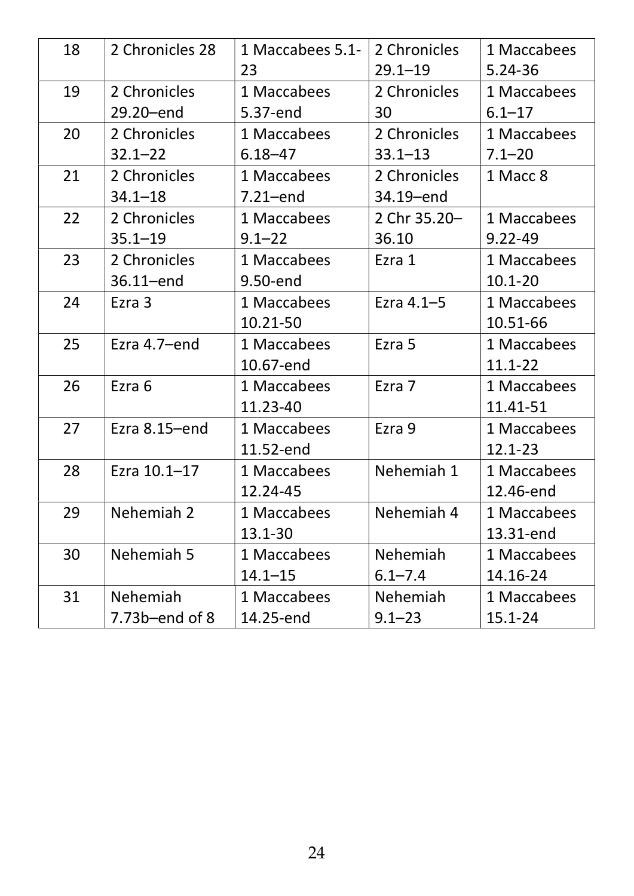| 18 | 2 Chronicles 28 | 1 Maccabees 5.1-23 | 2 Chronicles 29.1–19 | 1 Maccabees 5.24-36 |
|---|---|---|---|---|
| 19 | 2 Chronicles 29.20–end | 1 Maccabees 5.37-end | 2 Chronicles 30 | 1 Maccabees 6.1–17 |
| 20 | 2 Chronicles 32.1–22 | 1 Maccabees 6.18–47 | 2 Chronicles 33.1–13 | 1 Maccabees 7.1–20 |
| 21 | 2 Chronicles 34.1–18 | 1 Maccabees 7.21–end | 2 Chronicles 34.19–end | 1 Macc 8 |
| 22 | 2 Chronicles 35.1–19 | 1 Maccabees 9.1–22 | 2 Chr 35.20–36.10 | 1 Maccabees 9.22-49 |
| 23 | 2 Chronicles 36.11–end | 1 Maccabees 9.50-end | Ezra 1 | 1 Maccabees 10.1-20 |
| 24 | Ezra 3 | 1 Maccabees 10.21-50 | Ezra 4.1–5 | 1 Maccabees 10.51-66 |
| 25 | Ezra 4.7–end | 1 Maccabees 10.67-end | Ezra 5 | 1 Maccabees 11.1-22 |
| 26 | Ezra 6 | 1 Maccabees 11.23-40 | Ezra 7 | 1 Maccabees 11.41-51 |
| 27 | Ezra 8.15–end | 1 Maccabees 11.52-end | Ezra 9 | 1 Maccabees 12.1-23 |
| 28 | Ezra 10.1–17 | 1 Maccabees 12.24-45 | Nehemiah 1 | 1 Maccabees 12.46-end |
| 29 | Nehemiah 2 | 1 Maccabees 13.1-30 | Nehemiah 4 | 1 Maccabees 13.31-end |
| 30 | Nehemiah 5 | 1 Maccabees 14.1–15 | Nehemiah 6.1–7.4 | 1 Maccabees 14.16-24 |
| 31 | Nehemiah 7.73b–end of 8 | 1 Maccabees 14.25-end | Nehemiah 9.1–23 | 1 Maccabees 15.1-24 |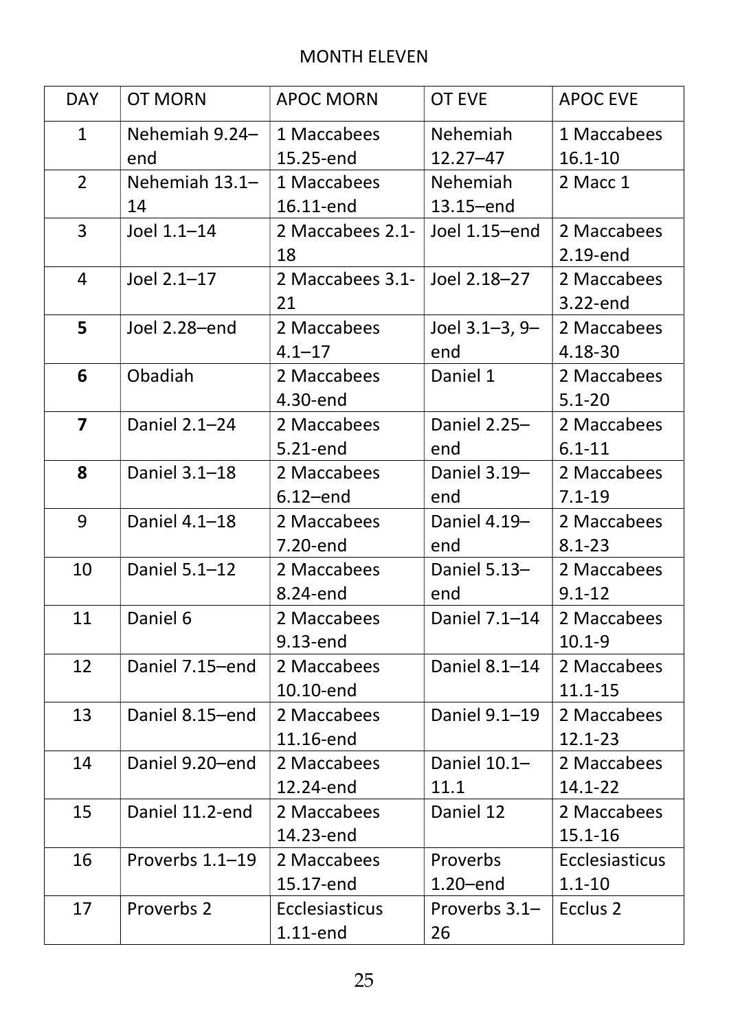MONTH ELEVEN

| DAY | OT MORN | APOC MORN | OT EVE | APOC EVE |
|---|---|---|---|---|
| 1 | Nehemiah 9.24–end | 1 Maccabees 15.25-end | Nehemiah 12.27–47 | 1 Maccabees 16.1-10 |
| 2 | Nehemiah 13.1–14 | 1 Maccabees 16.11-end | Nehemiah 13.15–end | 2 Macc 1 |
| 3 | Joel 1.1–14 | 2 Maccabees 2.1-18 | Joel 1.15–end | 2 Maccabees 2.19-end |
| 4 | Joel 2.1–17 | 2 Maccabees 3.1-21 | Joel 2.18–27 | 2 Maccabees 3.22-end |
| **5** | Joel 2.28–end | 2 Maccabees 4.1–17 | Joel 3.1–3, 9–end | 2 Maccabees 4.18-30 |
| **6** | Obadiah | 2 Maccabees 4.30-end | Daniel 1 | 2 Maccabees 5.1-20 |
| **7** | Daniel 2.1–24 | 2 Maccabees 5.21-end | Daniel 2.25–end | 2 Maccabees 6.1-11 |
| **8** | Daniel 3.1–18 | 2 Maccabees 6.12–end | Daniel 3.19–end | 2 Maccabees 7.1-19 |
| 9 | Daniel 4.1–18 | 2 Maccabees 7.20-end | Daniel 4.19–end | 2 Maccabees 8.1-23 |
| 10 | Daniel 5.1–12 | 2 Maccabees 8.24-end | Daniel 5.13–end | 2 Maccabees 9.1-12 |
| 11 | Daniel 6 | 2 Maccabees 9.13-end | Daniel 7.1–14 | 2 Maccabees 10.1-9 |
| 12 | Daniel 7.15–end | 2 Maccabees 10.10-end | Daniel 8.1–14 | 2 Maccabees 11.1-15 |
| 13 | Daniel 8.15–end | 2 Maccabees 11.16-end | Daniel 9.1–19 | 2 Maccabees 12.1-23 |
| 14 | Daniel 9.20–end | 2 Maccabees 12.24-end | Daniel 10.1–11.1 | 2 Maccabees 14.1-22 |
| 15 | Daniel 11.2-end | 2 Maccabees 14.23-end | Daniel 12 | 2 Maccabees 15.1-16 |
| 16 | Proverbs 1.1–19 | 2 Maccabees 15.17-end | Proverbs 1.20–end | Ecclesiasticus 1.1-10 |
| 17 | Proverbs 2 | Ecclesiasticus 1.11-end | Proverbs 3.1–26 | Ecclus 2 |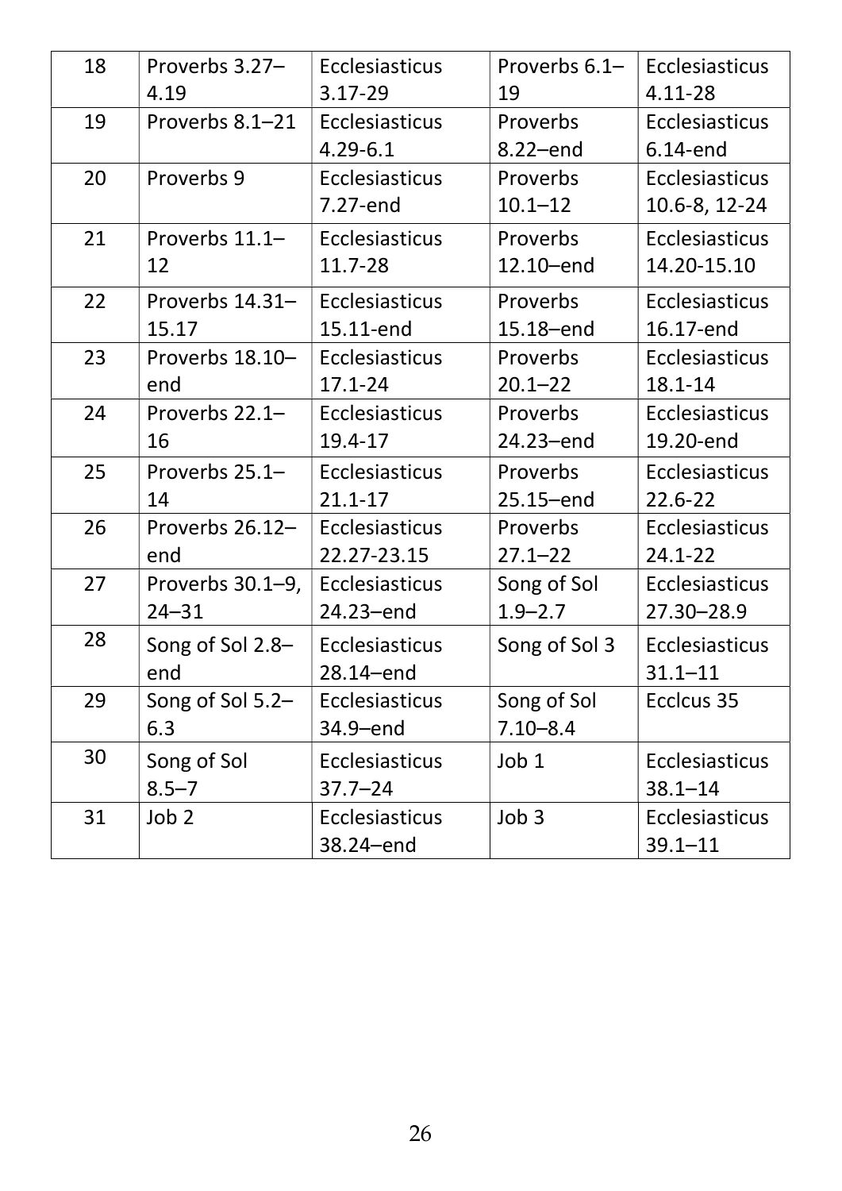| 18 | Proverbs 3.27–4.19 | Ecclesiasticus 3.17-29 | Proverbs 6.1–19 | Ecclesiasticus 4.11-28 |
|---|---|---|---|---|
| 19 | Proverbs 8.1–21 | Ecclesiasticus 4.29-6.1 | Proverbs 8.22–end | Ecclesiasticus 6.14-end |
| 20 | Proverbs 9 | Ecclesiasticus 7.27-end | Proverbs 10.1–12 | Ecclesiasticus 10.6-8, 12-24 |
| 21 | Proverbs 11.1–12 | Ecclesiasticus 11.7-28 | Proverbs 12.10–end | Ecclesiasticus 14.20-15.10 |
| 22 | Proverbs 14.31–15.17 | Ecclesiasticus 15.11-end | Proverbs 15.18–end | Ecclesiasticus 16.17-end |
| 23 | Proverbs 18.10–end | Ecclesiasticus 17.1-24 | Proverbs 20.1–22 | Ecclesiasticus 18.1-14 |
| 24 | Proverbs 22.1–16 | Ecclesiasticus 19.4-17 | Proverbs 24.23–end | Ecclesiasticus 19.20-end |
| 25 | Proverbs 25.1–14 | Ecclesiasticus 21.1-17 | Proverbs 25.15–end | Ecclesiasticus 22.6-22 |
| 26 | Proverbs 26.12–end | Ecclesiasticus 22.27-23.15 | Proverbs 27.1–22 | Ecclesiasticus 24.1-22 |
| 27 | Proverbs 30.1–9, 24–31 | Ecclesiasticus 24.23–end | Song of Sol 1.9–2.7 | Ecclesiasticus 27.30–28.9 |
| 28 | Song of Sol 2.8–end | Ecclesiasticus 28.14–end | Song of Sol 3 | Ecclesiasticus 31.1–11 |
| 29 | Song of Sol 5.2–6.3 | Ecclesiasticus 34.9–end | Song of Sol 7.10–8.4 | Ecclcus 35 |
| 30 | Song of Sol 8.5–7 | Ecclesiasticus 37.7–24 | Job 1 | Ecclesiasticus 38.1–14 |
| 31 | Job 2 | Ecclesiasticus 38.24–end | Job 3 | Ecclesiasticus 39.1–11 |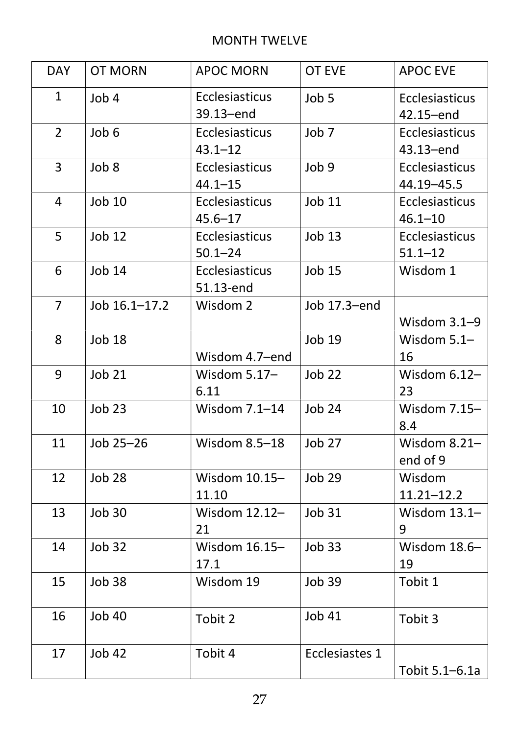MONTH TWELVE

| DAY | OT MORN | APOC MORN | OT EVE | APOC EVE |
| --- | --- | --- | --- | --- |
| 1 | Job 4 | Ecclesiasticus 39.13–end | Job 5 | Ecclesiasticus 42.15–end |
| 2 | Job 6 | Ecclesiasticus 43.1–12 | Job 7 | Ecclesiasticus 43.13–end |
| 3 | Job 8 | Ecclesiasticus 44.1–15 | Job 9 | Ecclesiasticus 44.19–45.5 |
| 4 | Job 10 | Ecclesiasticus 45.6–17 | Job 11 | Ecclesiasticus 46.1–10 |
| 5 | Job 12 | Ecclesiasticus 50.1–24 | Job 13 | Ecclesiasticus 51.1–12 |
| 6 | Job 14 | Ecclesiasticus 51.13-end | Job 15 | Wisdom 1 |
| 7 | Job 16.1–17.2 | Wisdom 2 | Job 17.3–end | Wisdom 3.1–9 |
| 8 | Job 18 | Wisdom 4.7–end | Job 19 | Wisdom 5.1–16 |
| 9 | Job 21 | Wisdom 5.17–6.11 | Job 22 | Wisdom 6.12–23 |
| 10 | Job 23 | Wisdom 7.1–14 | Job 24 | Wisdom 7.15–8.4 |
| 11 | Job 25–26 | Wisdom 8.5–18 | Job 27 | Wisdom 8.21–end of 9 |
| 12 | Job 28 | Wisdom 10.15–11.10 | Job 29 | Wisdom 11.21–12.2 |
| 13 | Job 30 | Wisdom 12.12–21 | Job 31 | Wisdom 13.1–9 |
| 14 | Job 32 | Wisdom 16.15–17.1 | Job 33 | Wisdom 18.6–19 |
| 15 | Job 38 | Wisdom 19 | Job 39 | Tobit 1 |
| 16 | Job 40 | Tobit 2 | Job 41 | Tobit 3 |
| 17 | Job 42 | Tobit 4 | Ecclesiastes 1 | Tobit 5.1–6.1a |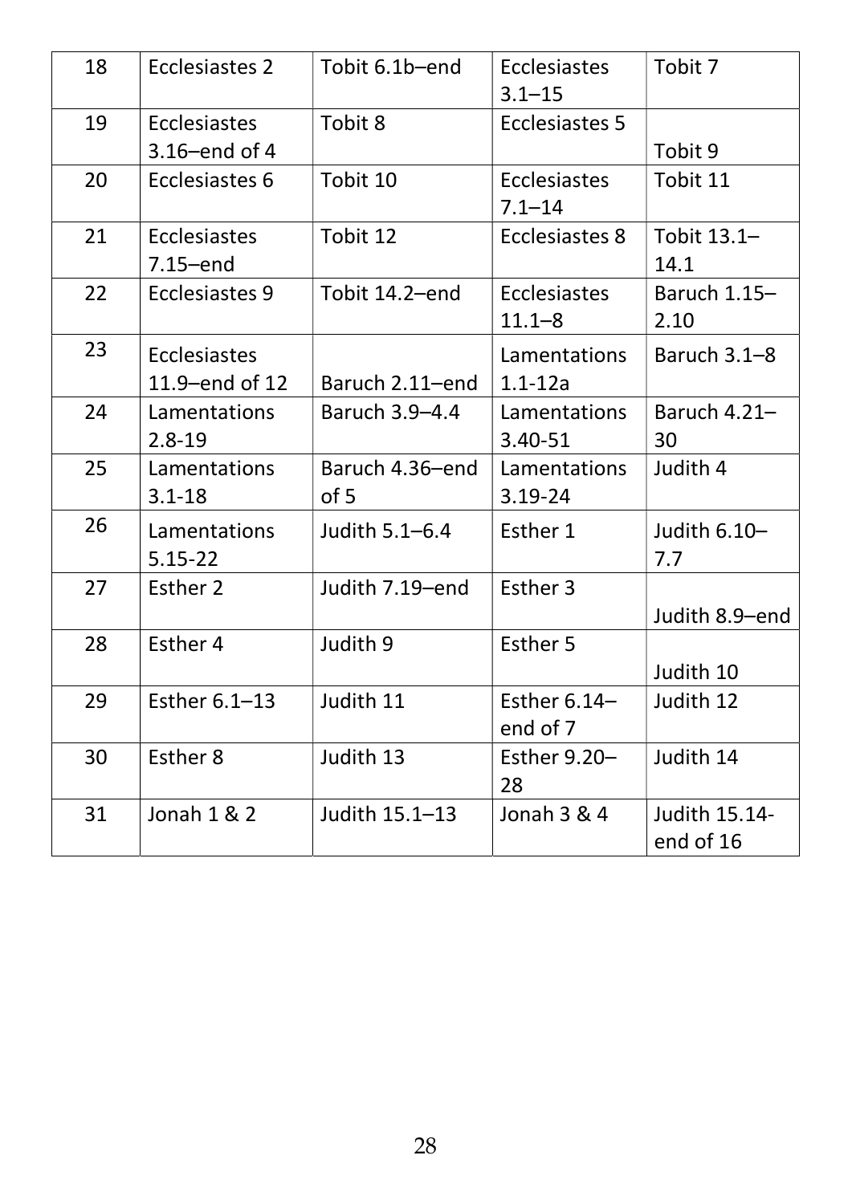| 18 | Ecclesiastes 2 | Tobit 6.1b–end | Ecclesiastes 3.1–15 | Tobit 7 |
|---|---|---|---|---|
| 19 | Ecclesiastes 3.16–end of 4 | Tobit 8 | Ecclesiastes 5 | Tobit 9 |
| 20 | Ecclesiastes 6 | Tobit 10 | Ecclesiastes 7.1–14 | Tobit 11 |
| 21 | Ecclesiastes 7.15–end | Tobit 12 | Ecclesiastes 8 | Tobit 13.1–14.1 |
| 22 | Ecclesiastes 9 | Tobit 14.2–end | Ecclesiastes 11.1–8 | Baruch 1.15–2.10 |
| 23 | Ecclesiastes 11.9–end of 12 | Baruch 2.11–end | Lamentations 1.1-12a | Baruch 3.1–8 |
| 24 | Lamentations 2.8-19 | Baruch 3.9–4.4 | Lamentations 3.40-51 | Baruch 4.21–30 |
| 25 | Lamentations 3.1-18 | Baruch 4.36–end of 5 | Lamentations 3.19-24 | Judith 4 |
| 26 | Lamentations 5.15-22 | Judith 5.1–6.4 | Esther 1 | Judith 6.10–7.7 |
| 27 | Esther 2 | Judith 7.19–end | Esther 3 | Judith 8.9–end |
| 28 | Esther 4 | Judith 9 | Esther 5 | Judith 10 |
| 29 | Esther 6.1–13 | Judith 11 | Esther 6.14–end of 7 | Judith 12 |
| 30 | Esther 8 | Judith 13 | Esther 9.20–28 | Judith 14 |
| 31 | Jonah 1 & 2 | Judith 15.1–13 | Jonah 3 & 4 | Judith 15.14-end of 16 |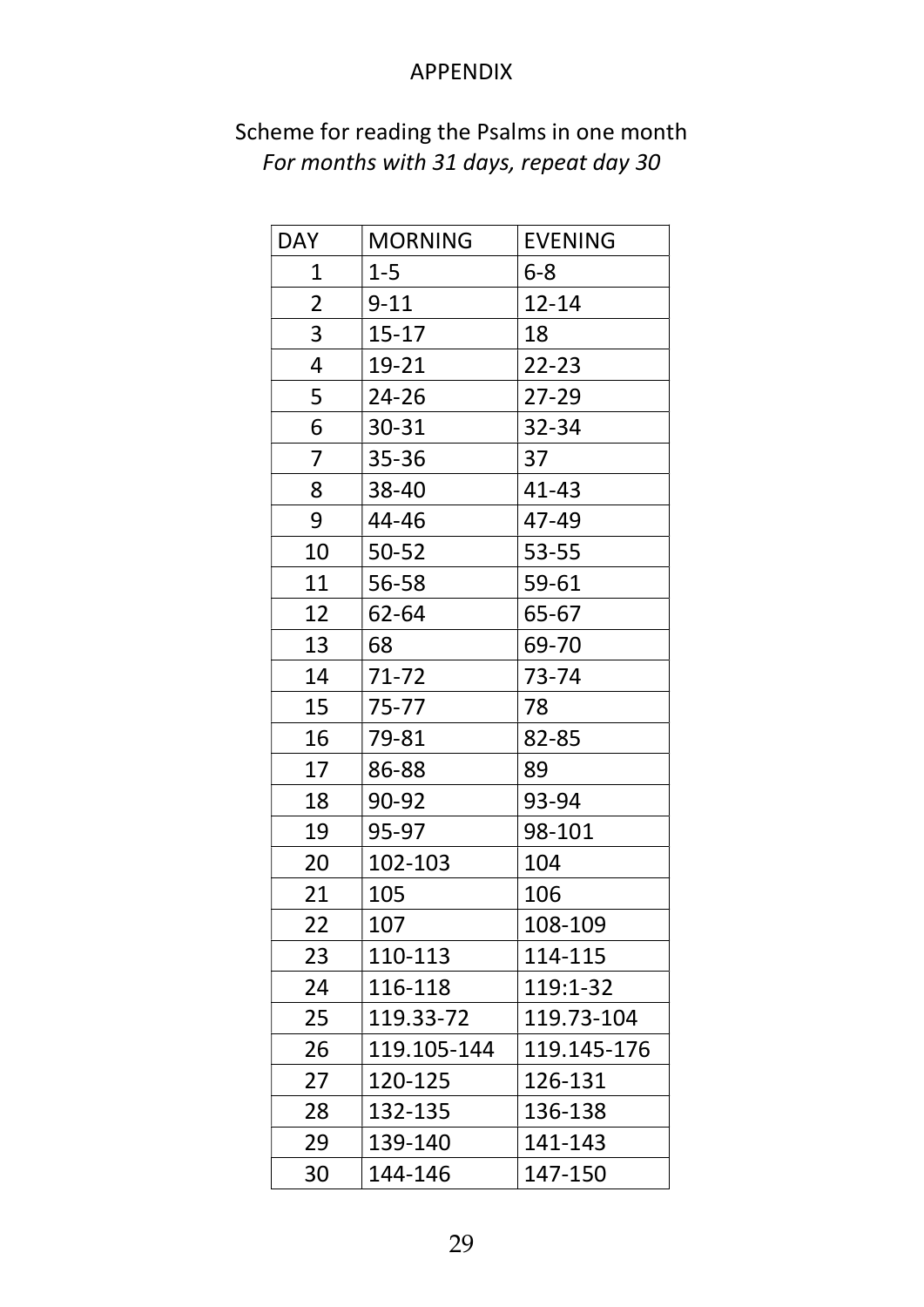# APPENDIX

## Scheme for reading the Psalms in one month

*For months with 31 days, repeat day 30*

| DAY | MORNING | EVENING |
|---|---|---|
| 1 | 1-5 | 6-8 |
| 2 | 9-11 | 12-14 |
| 3 | 15-17 | 18 |
| 4 | 19-21 | 22-23 |
| 5 | 24-26 | 27-29 |
| 6 | 30-31 | 32-34 |
| 7 | 35-36 | 37 |
| 8 | 38-40 | 41-43 |
| 9 | 44-46 | 47-49 |
| 10 | 50-52 | 53-55 |
| 11 | 56-58 | 59-61 |
| 12 | 62-64 | 65-67 |
| 13 | 68 | 69-70 |
| 14 | 71-72 | 73-74 |
| 15 | 75-77 | 78 |
| 16 | 79-81 | 82-85 |
| 17 | 86-88 | 89 |
| 18 | 90-92 | 93-94 |
| 19 | 95-97 | 98-101 |
| 20 | 102-103 | 104 |
| 21 | 105 | 106 |
| 22 | 107 | 108-109 |
| 23 | 110-113 | 114-115 |
| 24 | 116-118 | 119:1-32 |
| 25 | 119.33-72 | 119.73-104 |
| 26 | 119.105-144 | 119.145-176 |
| 27 | 120-125 | 126-131 |
| 28 | 132-135 | 136-138 |
| 29 | 139-140 | 141-143 |
| 30 | 144-146 | 147-150 |